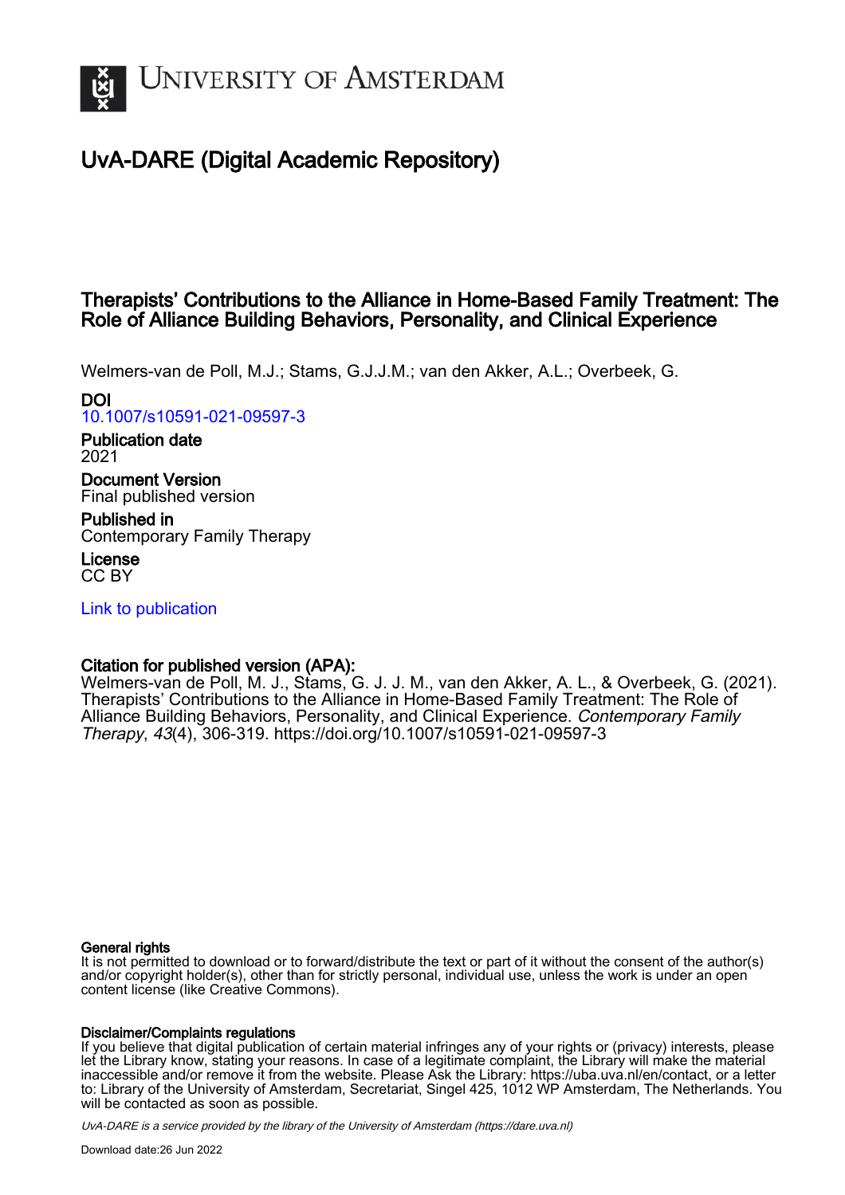# University of Amsterdam

## UvA-DARE (Digital Academic Repository)

### Therapists' Contributions to the Alliance in Home-Based Family Treatment: The Role of Alliance Building Behaviors, Personality, and Clinical Experience

Welmers-van de Poll, M.J.; Stams, G.J.J.M.; van den Akker, A.L.; Overbeek, G.

**DOI**
10.1007/s10591-021-09597-3

**Publication date**
2021

**Document Version**
Final published version

**Published in**
Contemporary Family Therapy

**License**
CC BY

Link to publication

**Citation for published version (APA):**
Welmers-van de Poll, M. J., Stams, G. J. J. M., van den Akker, A. L., & Overbeek, G. (2021). Therapists' Contributions to the Alliance in Home-Based Family Treatment: The Role of Alliance Building Behaviors, Personality, and Clinical Experience. *Contemporary Family Therapy*, *43*(4), 306-319. https://doi.org/10.1007/s10591-021-09597-3

**General rights**
It is not permitted to download or to forward/distribute the text or part of it without the consent of the author(s) and/or copyright holder(s), other than for strictly personal, individual use, unless the work is under an open content license (like Creative Commons).

**Disclaimer/Complaints regulations**
If you believe that digital publication of certain material infringes any of your rights or (privacy) interests, please let the Library know, stating your reasons. In case of a legitimate complaint, the Library will make the material inaccessible and/or remove it from the website. Please Ask the Library: https://uba.uva.nl/en/contact, or a letter to: Library of the University of Amsterdam, Secretariat, Singel 425, 1012 WP Amsterdam, The Netherlands. You will be contacted as soon as possible.

*UvA-DARE is a service provided by the library of the University of Amsterdam (https://dare.uva.nl)*

Download date:26 Jun 2022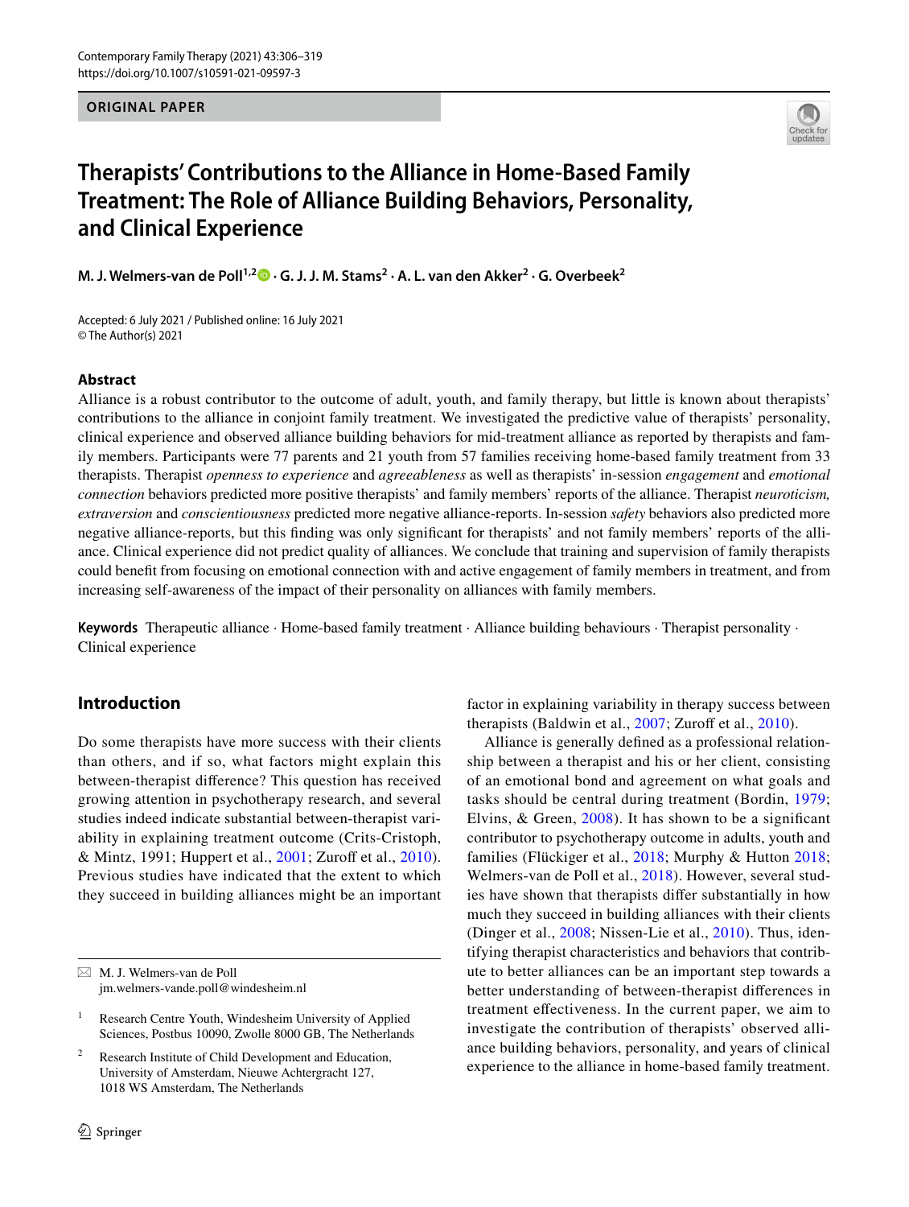ORIGINAL PAPER

# Therapists' Contributions to the Alliance in Home-Based Family Treatment: The Role of Alliance Building Behaviors, Personality, and Clinical Experience

**M. J. Welmers-van de Poll[1,2] · G. J. J. M. Stams[2] · A. L. van den Akker[2] · G. Overbeek[2]**

Accepted: 6 July 2021 / Published online: 16 July 2021
© The Author(s) 2021

## Abstract

Alliance is a robust contributor to the outcome of adult, youth, and family therapy, but little is known about therapists' contributions to the alliance in conjoint family treatment. We investigated the predictive value of therapists' personality, clinical experience and observed alliance building behaviors for mid-treatment alliance as reported by therapists and family members. Participants were 77 parents and 21 youth from 57 families receiving home-based family treatment from 33 therapists. Therapist *openness to experience* and *agreeableness* as well as therapists' in-session *engagement* and *emotional connection* behaviors predicted more positive therapists' and family members' reports of the alliance. Therapist *neuroticism, extraversion* and *conscientiousness* predicted more negative alliance-reports. In-session *safety* behaviors also predicted more negative alliance-reports, but this finding was only significant for therapists' and not family members' reports of the alliance. Clinical experience did not predict quality of alliances. We conclude that training and supervision of family therapists could benefit from focusing on emotional connection with and active engagement of family members in treatment, and from increasing self-awareness of the impact of their personality on alliances with family members.

**Keywords** Therapeutic alliance · Home-based family treatment · Alliance building behaviours · Therapist personality · Clinical experience

## Introduction

Do some therapists have more success with their clients than others, and if so, what factors might explain this between-therapist difference? This question has received growing attention in psychotherapy research, and several studies indeed indicate substantial between-therapist variability in explaining treatment outcome (Crits-Cristoph, & Mintz, 1991; Huppert et al., 2001; Zuroff et al., 2010). Previous studies have indicated that the extent to which they succeed in building alliances might be an important factor in explaining variability in therapy success between therapists (Baldwin et al., 2007; Zuroff et al., 2010).

Alliance is generally defined as a professional relationship between a therapist and his or her client, consisting of an emotional bond and agreement on what goals and tasks should be central during treatment (Bordin, 1979; Elvins, & Green, 2008). It has shown to be a significant contributor to psychotherapy outcome in adults, youth and families (Flückiger et al., 2018; Murphy & Hutton 2018; Welmers-van de Poll et al., 2018). However, several studies have shown that therapists differ substantially in how much they succeed in building alliances with their clients (Dinger et al., 2008; Nissen-Lie et al., 2010). Thus, identifying therapist characteristics and behaviors that contribute to better alliances can be an important step towards a better understanding of between-therapist differences in treatment effectiveness. In the current paper, we aim to investigate the contribution of therapists' observed alliance building behaviors, personality, and years of clinical experience to the alliance in home-based family treatment.

✉ M. J. Welmers-van de Poll
jm.welmers-vande.poll@windesheim.nl

[1] Research Centre Youth, Windesheim University of Applied Sciences, Postbus 10090, Zwolle 8000 GB, The Netherlands

[2] Research Institute of Child Development and Education, University of Amsterdam, Nieuwe Achtergracht 127, 1018 WS Amsterdam, The Netherlands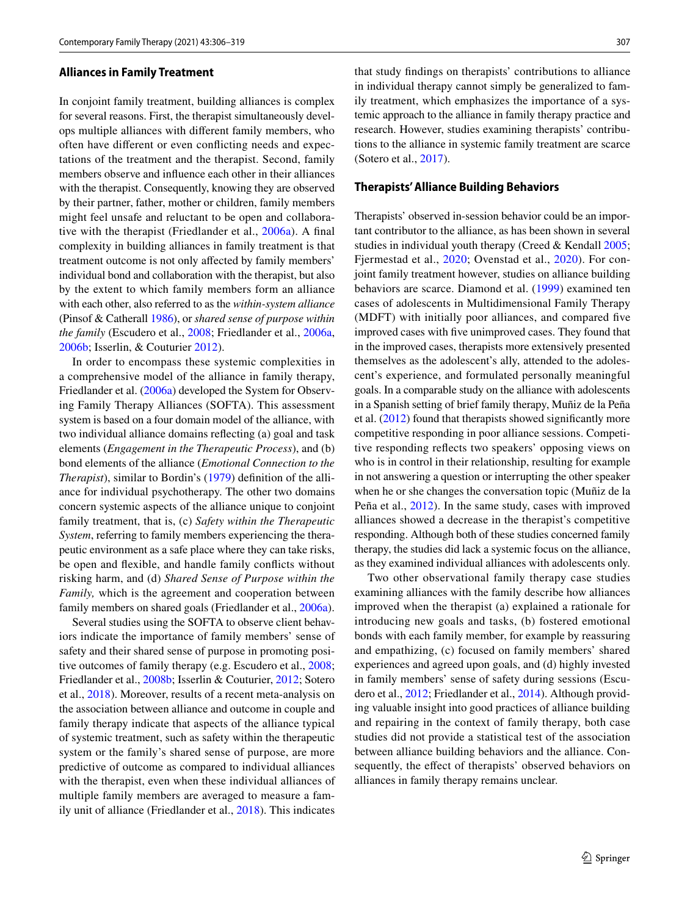### Alliances in Family Treatment

In conjoint family treatment, building alliances is complex for several reasons. First, the therapist simultaneously develops multiple alliances with different family members, who often have different or even conflicting needs and expectations of the treatment and the therapist. Second, family members observe and influence each other in their alliances with the therapist. Consequently, knowing they are observed by their partner, father, mother or children, family members might feel unsafe and reluctant to be open and collaborative with the therapist (Friedlander et al., 2006a). A final complexity in building alliances in family treatment is that treatment outcome is not only affected by family members' individual bond and collaboration with the therapist, but also by the extent to which family members form an alliance with each other, also referred to as the *within-system alliance* (Pinsof & Catherall 1986), or *shared sense of purpose within the family* (Escudero et al., 2008; Friedlander et al., 2006a, 2006b; Isserlin, & Couturier 2012).

In order to encompass these systemic complexities in a comprehensive model of the alliance in family therapy, Friedlander et al. (2006a) developed the System for Observing Family Therapy Alliances (SOFTA). This assessment system is based on a four domain model of the alliance, with two individual alliance domains reflecting (a) goal and task elements (*Engagement in the Therapeutic Process*), and (b) bond elements of the alliance (*Emotional Connection to the Therapist*), similar to Bordin's (1979) definition of the alliance for individual psychotherapy. The other two domains concern systemic aspects of the alliance unique to conjoint family treatment, that is, (c) *Safety within the Therapeutic System*, referring to family members experiencing the therapeutic environment as a safe place where they can take risks, be open and flexible, and handle family conflicts without risking harm, and (d) *Shared Sense of Purpose within the Family,* which is the agreement and cooperation between family members on shared goals (Friedlander et al., 2006a).

Several studies using the SOFTA to observe client behaviors indicate the importance of family members' sense of safety and their shared sense of purpose in promoting positive outcomes of family therapy (e.g. Escudero et al., 2008; Friedlander et al., 2008b; Isserlin & Couturier, 2012; Sotero et al., 2018). Moreover, results of a recent meta-analysis on the association between alliance and outcome in couple and family therapy indicate that aspects of the alliance typical of systemic treatment, such as safety within the therapeutic system or the family's shared sense of purpose, are more predictive of outcome as compared to individual alliances with the therapist, even when these individual alliances of multiple family members are averaged to measure a family unit of alliance (Friedlander et al., 2018). This indicates that study findings on therapists' contributions to alliance in individual therapy cannot simply be generalized to family treatment, which emphasizes the importance of a systemic approach to the alliance in family therapy practice and research. However, studies examining therapists' contributions to the alliance in systemic family treatment are scarce (Sotero et al., 2017).

### Therapists' Alliance Building Behaviors

Therapists' observed in-session behavior could be an important contributor to the alliance, as has been shown in several studies in individual youth therapy (Creed & Kendall 2005; Fjermestad et al., 2020; Ovenstad et al., 2020). For conjoint family treatment however, studies on alliance building behaviors are scarce. Diamond et al. (1999) examined ten cases of adolescents in Multidimensional Family Therapy (MDFT) with initially poor alliances, and compared five improved cases with five unimproved cases. They found that in the improved cases, therapists more extensively presented themselves as the adolescent's ally, attended to the adolescent's experience, and formulated personally meaningful goals. In a comparable study on the alliance with adolescents in a Spanish setting of brief family therapy, Muñiz de la Peña et al. (2012) found that therapists showed significantly more competitive responding in poor alliance sessions. Competitive responding reflects two speakers' opposing views on who is in control in their relationship, resulting for example in not answering a question or interrupting the other speaker when he or she changes the conversation topic (Muñiz de la Peña et al., 2012). In the same study, cases with improved alliances showed a decrease in the therapist's competitive responding. Although both of these studies concerned family therapy, the studies did lack a systemic focus on the alliance, as they examined individual alliances with adolescents only.

Two other observational family therapy case studies examining alliances with the family describe how alliances improved when the therapist (a) explained a rationale for introducing new goals and tasks, (b) fostered emotional bonds with each family member, for example by reassuring and empathizing, (c) focused on family members' shared experiences and agreed upon goals, and (d) highly invested in family members' sense of safety during sessions (Escudero et al., 2012; Friedlander et al., 2014). Although providing valuable insight into good practices of alliance building and repairing in the context of family therapy, both case studies did not provide a statistical test of the association between alliance building behaviors and the alliance. Consequently, the effect of therapists' observed behaviors on alliances in family therapy remains unclear.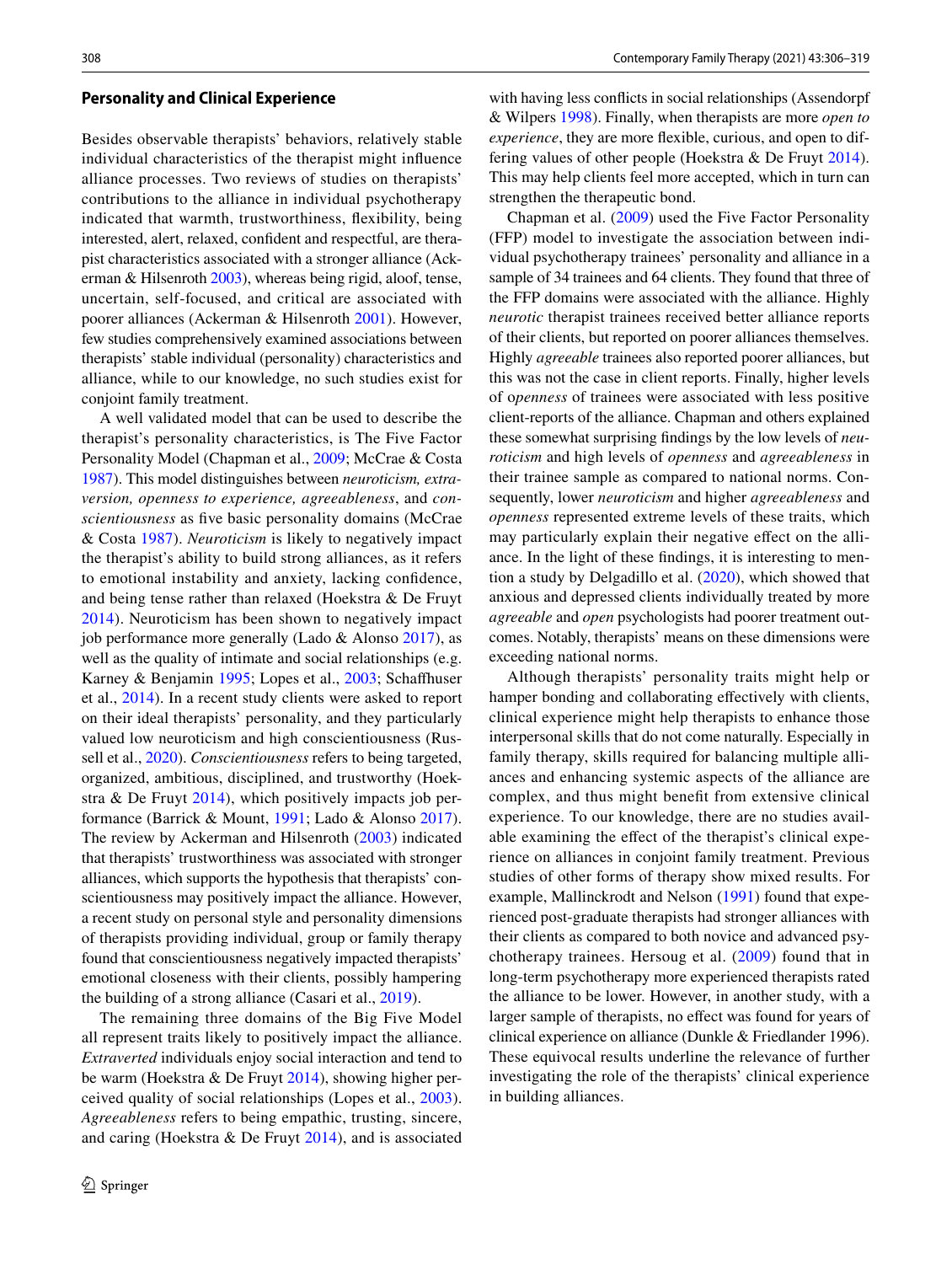### Personality and Clinical Experience

Besides observable therapists' behaviors, relatively stable individual characteristics of the therapist might influence alliance processes. Two reviews of studies on therapists' contributions to the alliance in individual psychotherapy indicated that warmth, trustworthiness, flexibility, being interested, alert, relaxed, confident and respectful, are therapist characteristics associated with a stronger alliance (Ackerman & Hilsenroth 2003), whereas being rigid, aloof, tense, uncertain, self-focused, and critical are associated with poorer alliances (Ackerman & Hilsenroth 2001). However, few studies comprehensively examined associations between therapists' stable individual (personality) characteristics and alliance, while to our knowledge, no such studies exist for conjoint family treatment.

A well validated model that can be used to describe the therapist's personality characteristics, is The Five Factor Personality Model (Chapman et al., 2009; McCrae & Costa 1987). This model distinguishes between *neuroticism, extraversion, openness to experience, agreeableness*, and *conscientiousness* as five basic personality domains (McCrae & Costa 1987). *Neuroticism* is likely to negatively impact the therapist's ability to build strong alliances, as it refers to emotional instability and anxiety, lacking confidence, and being tense rather than relaxed (Hoekstra & De Fruyt 2014). Neuroticism has been shown to negatively impact job performance more generally (Lado & Alonso 2017), as well as the quality of intimate and social relationships (e.g. Karney & Benjamin 1995; Lopes et al., 2003; Schaffhuser et al., 2014). In a recent study clients were asked to report on their ideal therapists' personality, and they particularly valued low neuroticism and high conscientiousness (Russell et al., 2020). *Conscientiousness* refers to being targeted, organized, ambitious, disciplined, and trustworthy (Hoekstra & De Fruyt 2014), which positively impacts job performance (Barrick & Mount, 1991; Lado & Alonso 2017). The review by Ackerman and Hilsenroth (2003) indicated that therapists' trustworthiness was associated with stronger alliances, which supports the hypothesis that therapists' conscientiousness may positively impact the alliance. However, a recent study on personal style and personality dimensions of therapists providing individual, group or family therapy found that conscientiousness negatively impacted therapists' emotional closeness with their clients, possibly hampering the building of a strong alliance (Casari et al., 2019).

The remaining three domains of the Big Five Model all represent traits likely to positively impact the alliance. *Extraverted* individuals enjoy social interaction and tend to be warm (Hoekstra & De Fruyt 2014), showing higher perceived quality of social relationships (Lopes et al., 2003). *Agreeableness* refers to being empathic, trusting, sincere, and caring (Hoekstra & De Fruyt 2014), and is associated with having less conflicts in social relationships (Assendorpf & Wilpers 1998). Finally, when therapists are more *open to experience*, they are more flexible, curious, and open to differing values of other people (Hoekstra & De Fruyt 2014). This may help clients feel more accepted, which in turn can strengthen the therapeutic bond.

Chapman et al. (2009) used the Five Factor Personality (FFP) model to investigate the association between individual psychotherapy trainees' personality and alliance in a sample of 34 trainees and 64 clients. They found that three of the FFP domains were associated with the alliance. Highly *neurotic* therapist trainees received better alliance reports of their clients, but reported on poorer alliances themselves. Highly *agreeable* trainees also reported poorer alliances, but this was not the case in client reports. Finally, higher levels of *openness* of trainees were associated with less positive client-reports of the alliance. Chapman and others explained these somewhat surprising findings by the low levels of *neuroticism* and high levels of *openness* and *agreeableness* in their trainee sample as compared to national norms. Consequently, lower *neuroticism* and higher *agreeableness* and *openness* represented extreme levels of these traits, which may particularly explain their negative effect on the alliance. In the light of these findings, it is interesting to mention a study by Delgadillo et al. (2020), which showed that anxious and depressed clients individually treated by more *agreeable* and *open* psychologists had poorer treatment outcomes. Notably, therapists' means on these dimensions were exceeding national norms.

Although therapists' personality traits might help or hamper bonding and collaborating effectively with clients, clinical experience might help therapists to enhance those interpersonal skills that do not come naturally. Especially in family therapy, skills required for balancing multiple alliances and enhancing systemic aspects of the alliance are complex, and thus might benefit from extensive clinical experience. To our knowledge, there are no studies available examining the effect of the therapist's clinical experience on alliances in conjoint family treatment. Previous studies of other forms of therapy show mixed results. For example, Mallinckrodt and Nelson (1991) found that experienced post-graduate therapists had stronger alliances with their clients as compared to both novice and advanced psychotherapy trainees. Hersoug et al. (2009) found that in long-term psychotherapy more experienced therapists rated the alliance to be lower. However, in another study, with a larger sample of therapists, no effect was found for years of clinical experience on alliance (Dunkle & Friedlander 1996). These equivocal results underline the relevance of further investigating the role of the therapists' clinical experience in building alliances.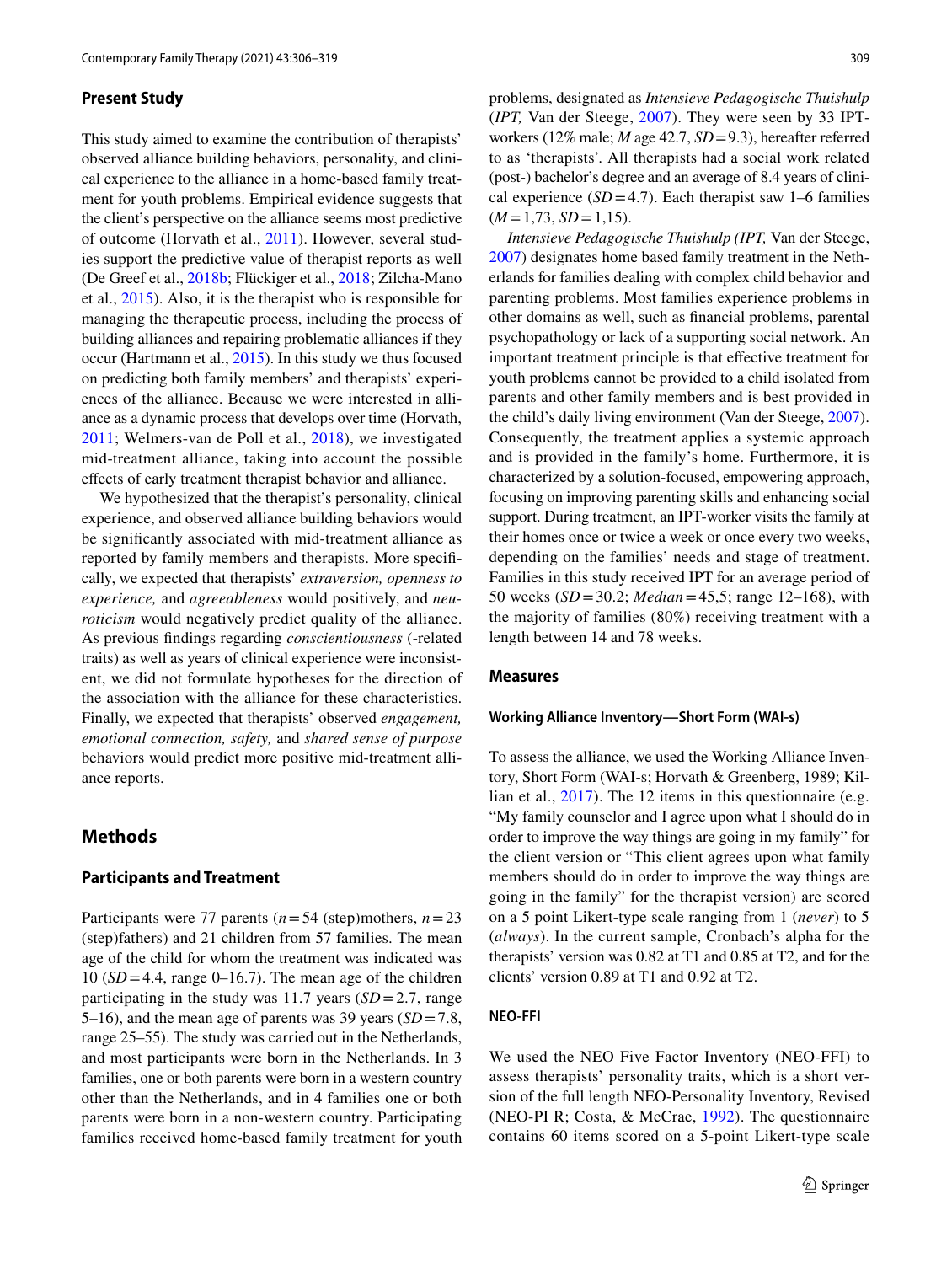### Present Study

This study aimed to examine the contribution of therapists' observed alliance building behaviors, personality, and clinical experience to the alliance in a home-based family treatment for youth problems. Empirical evidence suggests that the client's perspective on the alliance seems most predictive of outcome (Horvath et al., 2011). However, several studies support the predictive value of therapist reports as well (De Greef et al., 2018b; Flückiger et al., 2018; Zilcha-Mano et al., 2015). Also, it is the therapist who is responsible for managing the therapeutic process, including the process of building alliances and repairing problematic alliances if they occur (Hartmann et al., 2015). In this study we thus focused on predicting both family members' and therapists' experiences of the alliance. Because we were interested in alliance as a dynamic process that develops over time (Horvath, 2011; Welmers-van de Poll et al., 2018), we investigated mid-treatment alliance, taking into account the possible effects of early treatment therapist behavior and alliance.

We hypothesized that the therapist's personality, clinical experience, and observed alliance building behaviors would be significantly associated with mid-treatment alliance as reported by family members and therapists. More specifically, we expected that therapists' *extraversion, openness to experience,* and *agreeableness* would positively, and *neuroticism* would negatively predict quality of the alliance. As previous findings regarding *conscientiousness* (-related traits) as well as years of clinical experience were inconsistent, we did not formulate hypotheses for the direction of the association with the alliance for these characteristics. Finally, we expected that therapists' observed *engagement, emotional connection, safety,* and *shared sense of purpose* behaviors would predict more positive mid-treatment alliance reports.

## Methods

### Participants and Treatment

Participants were 77 parents ($n = 54$ (step)mothers, $n = 23$ (step)fathers) and 21 children from 57 families. The mean age of the child for whom the treatment was indicated was 10 ($SD = 4.4$, range 0–16.7). The mean age of the children participating in the study was 11.7 years ($SD = 2.7$, range 5–16), and the mean age of parents was 39 years ($SD = 7.8$, range 25–55). The study was carried out in the Netherlands, and most participants were born in the Netherlands. In 3 families, one or both parents were born in a western country other than the Netherlands, and in 4 families one or both parents were born in a non-western country. Participating families received home-based family treatment for youth problems, designated as *Intensieve Pedagogische Thuishulp* (*IPT,* Van der Steege, 2007). They were seen by 33 IPT-workers (12% male; *M* age 42.7, $SD = 9.3$), hereafter referred to as 'therapists'. All therapists had a social work related (post-) bachelor's degree and an average of 8.4 years of clinical experience ($SD = 4.7$). Each therapist saw 1–6 families ($M = 1{,}73$, $SD = 1{,}15$).

*Intensieve Pedagogische Thuishulp (IPT,* Van der Steege, 2007) designates home based family treatment in the Netherlands for families dealing with complex child behavior and parenting problems. Most families experience problems in other domains as well, such as financial problems, parental psychopathology or lack of a supporting social network. An important treatment principle is that effective treatment for youth problems cannot be provided to a child isolated from parents and other family members and is best provided in the child's daily living environment (Van der Steege, 2007). Consequently, the treatment applies a systemic approach and is provided in the family's home. Furthermore, it is characterized by a solution-focused, empowering approach, focusing on improving parenting skills and enhancing social support. During treatment, an IPT-worker visits the family at their homes once or twice a week or once every two weeks, depending on the families' needs and stage of treatment. Families in this study received IPT for an average period of 50 weeks ($SD = 30.2$; $Median = 45{,}5$; range 12–168), with the majority of families (80%) receiving treatment with a length between 14 and 78 weeks.

### Measures

#### Working Alliance Inventory—Short Form (WAI-s)

To assess the alliance, we used the Working Alliance Inventory, Short Form (WAI-s; Horvath & Greenberg, 1989; Killian et al., 2017). The 12 items in this questionnaire (e.g. "My family counselor and I agree upon what I should do in order to improve the way things are going in my family" for the client version or "This client agrees upon what family members should do in order to improve the way things are going in the family" for the therapist version) are scored on a 5 point Likert-type scale ranging from 1 (*never*) to 5 (*always*). In the current sample, Cronbach's alpha for the therapists' version was 0.82 at T1 and 0.85 at T2, and for the clients' version 0.89 at T1 and 0.92 at T2.

#### NEO-FFI

We used the NEO Five Factor Inventory (NEO-FFI) to assess therapists' personality traits, which is a short version of the full length NEO-Personality Inventory, Revised (NEO-PI R; Costa, & McCrae, 1992). The questionnaire contains 60 items scored on a 5-point Likert-type scale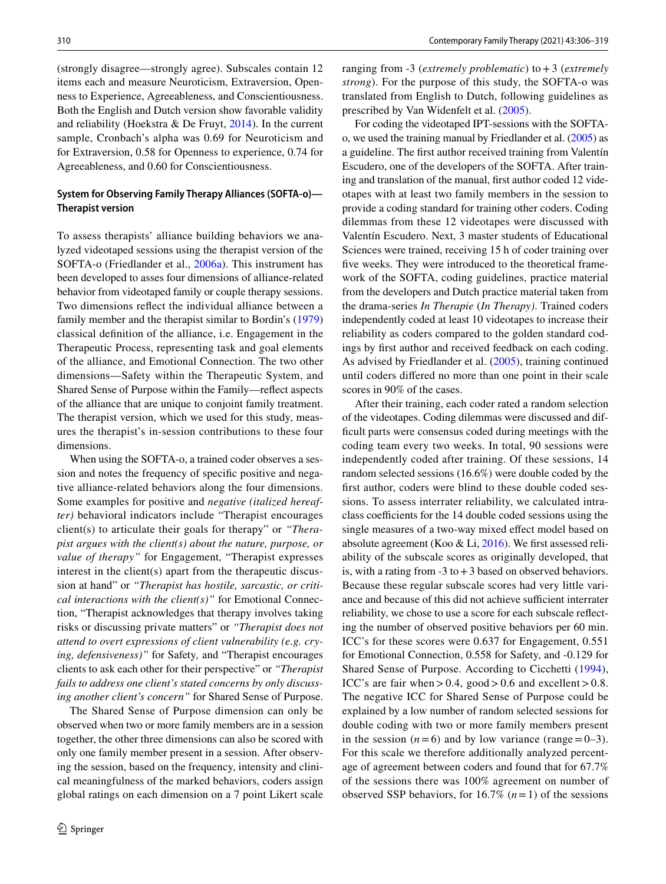(strongly disagree—strongly agree). Subscales contain 12 items each and measure Neuroticism, Extraversion, Openness to Experience, Agreeableness, and Conscientiousness. Both the English and Dutch version show favorable validity and reliability (Hoekstra & De Fruyt, 2014). In the current sample, Cronbach's alpha was 0.69 for Neuroticism and for Extraversion, 0.58 for Openness to experience, 0.74 for Agreeableness, and 0.60 for Conscientiousness.

### System for Observing Family Therapy Alliances (SOFTA-o)—Therapist version

To assess therapists' alliance building behaviors we analyzed videotaped sessions using the therapist version of the SOFTA-o (Friedlander et al., 2006a). This instrument has been developed to asses four dimensions of alliance-related behavior from videotaped family or couple therapy sessions. Two dimensions reflect the individual alliance between a family member and the therapist similar to Bordin's (1979) classical definition of the alliance, i.e. Engagement in the Therapeutic Process, representing task and goal elements of the alliance, and Emotional Connection. The two other dimensions—Safety within the Therapeutic System, and Shared Sense of Purpose within the Family—reflect aspects of the alliance that are unique to conjoint family treatment. The therapist version, which we used for this study, measures the therapist's in-session contributions to these four dimensions.

When using the SOFTA-o, a trained coder observes a session and notes the frequency of specific positive and negative alliance-related behaviors along the four dimensions. Some examples for positive and *negative (italized hereafter)* behavioral indicators include "Therapist encourages client(s) to articulate their goals for therapy" or *"Therapist argues with the client(s) about the nature, purpose, or value of therapy"* for Engagement*,* "Therapist expresses interest in the client(s) apart from the therapeutic discussion at hand" or *"Therapist has hostile, sarcastic, or critical interactions with the client(s)"* for Emotional Connection, "Therapist acknowledges that therapy involves taking risks or discussing private matters" or *"Therapist does not attend to overt expressions of client vulnerability (e.g. crying, defensiveness)"* for Safety*,* and "Therapist encourages clients to ask each other for their perspective" or *"Therapist fails to address one client's stated concerns by only discussing another client's concern"* for Shared Sense of Purpose.

The Shared Sense of Purpose dimension can only be observed when two or more family members are in a session together, the other three dimensions can also be scored with only one family member present in a session. After observing the session, based on the frequency, intensity and clinical meaningfulness of the marked behaviors, coders assign global ratings on each dimension on a 7 point Likert scale ranging from -3 (*extremely problematic*) to + 3 (*extremely strong*). For the purpose of this study, the SOFTA-o was translated from English to Dutch, following guidelines as prescribed by Van Widenfelt et al. (2005).

For coding the videotaped IPT-sessions with the SOFTA-o, we used the training manual by Friedlander et al. (2005) as a guideline. The first author received training from Valentín Escudero, one of the developers of the SOFTA. After training and translation of the manual, first author coded 12 videotapes with at least two family members in the session to provide a coding standard for training other coders. Coding dilemmas from these 12 videotapes were discussed with Valentín Escudero. Next, 3 master students of Educational Sciences were trained, receiving 15 h of coder training over five weeks. They were introduced to the theoretical framework of the SOFTA, coding guidelines, practice material from the developers and Dutch practice material taken from the drama-series *In Therapie* (*In Therapy)*. Trained coders independently coded at least 10 videotapes to increase their reliability as coders compared to the golden standard codings by first author and received feedback on each coding. As advised by Friedlander et al. (2005), training continued until coders differed no more than one point in their scale scores in 90% of the cases.

After their training, each coder rated a random selection of the videotapes. Coding dilemmas were discussed and difficult parts were consensus coded during meetings with the coding team every two weeks. In total, 90 sessions were independently coded after training. Of these sessions, 14 random selected sessions (16.6%) were double coded by the first author, coders were blind to these double coded sessions. To assess interrater reliability, we calculated intraclass coefficients for the 14 double coded sessions using the single measures of a two-way mixed effect model based on absolute agreement (Koo & Li, 2016). We first assessed reliability of the subscale scores as originally developed, that is, with a rating from -3 to + 3 based on observed behaviors. Because these regular subscale scores had very little variance and because of this did not achieve sufficient interrater reliability, we chose to use a score for each subscale reflecting the number of observed positive behaviors per 60 min. ICC's for these scores were 0.637 for Engagement, 0.551 for Emotional Connection, 0.558 for Safety, and -0.129 for Shared Sense of Purpose. According to Cicchetti (1994), ICC's are fair when > 0.4, good > 0.6 and excellent > 0.8. The negative ICC for Shared Sense of Purpose could be explained by a low number of random selected sessions for double coding with two or more family members present in the session ($n = 6$) and by low variance (range = 0–3). For this scale we therefore additionally analyzed percentage of agreement between coders and found that for 67.7% of the sessions there was 100% agreement on number of observed SSP behaviors, for 16.7% ($n = 1$) of the sessions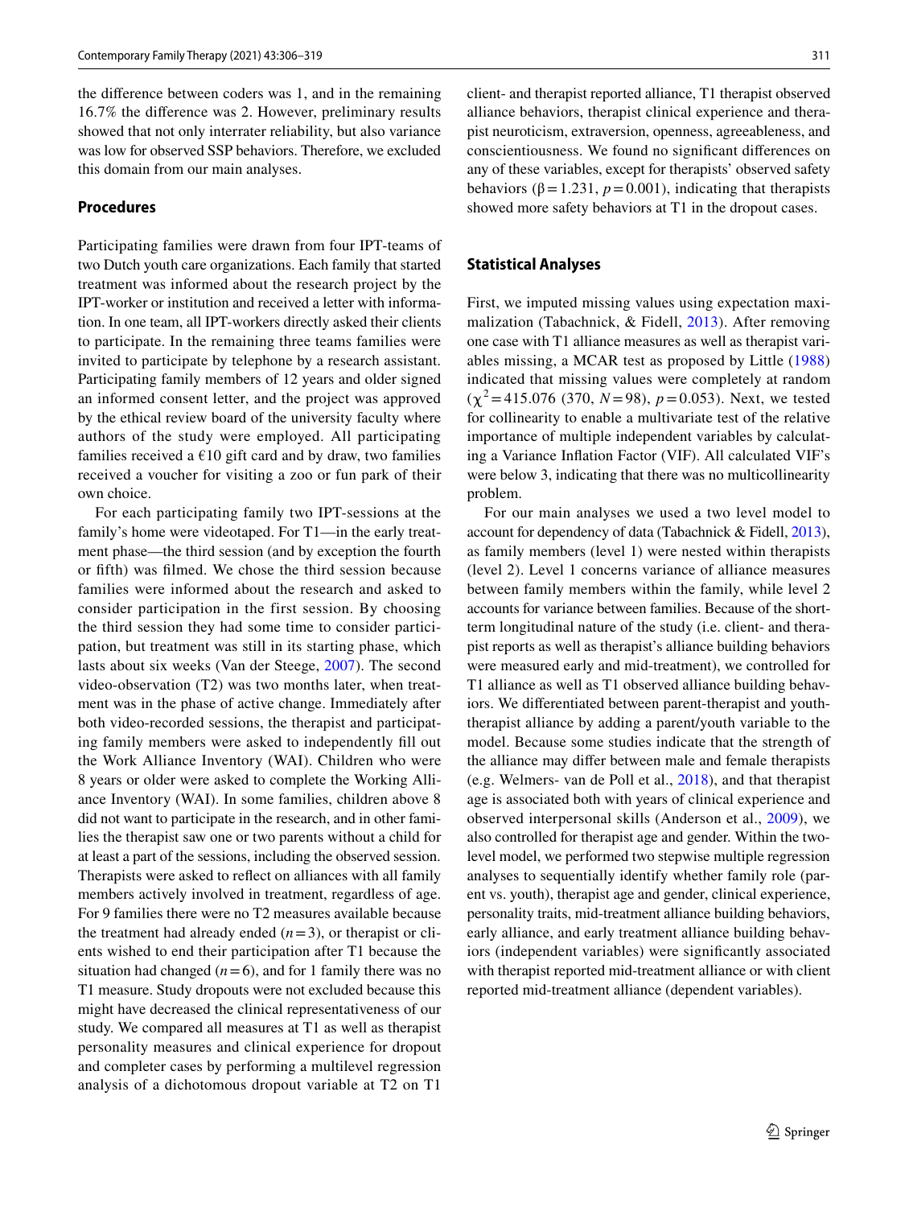the difference between coders was 1, and in the remaining 16.7% the difference was 2. However, preliminary results showed that not only interrater reliability, but also variance was low for observed SSP behaviors. Therefore, we excluded this domain from our main analyses.

### Procedures

Participating families were drawn from four IPT-teams of two Dutch youth care organizations. Each family that started treatment was informed about the research project by the IPT-worker or institution and received a letter with information. In one team, all IPT-workers directly asked their clients to participate. In the remaining three teams families were invited to participate by telephone by a research assistant. Participating family members of 12 years and older signed an informed consent letter, and the project was approved by the ethical review board of the university faculty where authors of the study were employed. All participating families received a €10 gift card and by draw, two families received a voucher for visiting a zoo or fun park of their own choice.

For each participating family two IPT-sessions at the family's home were videotaped. For T1—in the early treatment phase—the third session (and by exception the fourth or fifth) was filmed. We chose the third session because families were informed about the research and asked to consider participation in the first session. By choosing the third session they had some time to consider participation, but treatment was still in its starting phase, which lasts about six weeks (Van der Steege, 2007). The second video-observation (T2) was two months later, when treatment was in the phase of active change. Immediately after both video-recorded sessions, the therapist and participating family members were asked to independently fill out the Work Alliance Inventory (WAI). Children who were 8 years or older were asked to complete the Working Alliance Inventory (WAI). In some families, children above 8 did not want to participate in the research, and in other families the therapist saw one or two parents without a child for at least a part of the sessions, including the observed session. Therapists were asked to reflect on alliances with all family members actively involved in treatment, regardless of age. For 9 families there were no T2 measures available because the treatment had already ended ($n=3$), or therapist or clients wished to end their participation after T1 because the situation had changed ($n=6$), and for 1 family there was no T1 measure. Study dropouts were not excluded because this might have decreased the clinical representativeness of our study. We compared all measures at T1 as well as therapist personality measures and clinical experience for dropout and completer cases by performing a multilevel regression analysis of a dichotomous dropout variable at T2 on T1 client- and therapist reported alliance, T1 therapist observed alliance behaviors, therapist clinical experience and therapist neuroticism, extraversion, openness, agreeableness, and conscientiousness. We found no significant differences on any of these variables, except for therapists' observed safety behaviors ($\beta=1.231$, $p=0.001$), indicating that therapists showed more safety behaviors at T1 in the dropout cases.

### Statistical Analyses

First, we imputed missing values using expectation maximalization (Tabachnick, & Fidell, 2013). After removing one case with T1 alliance measures as well as therapist variables missing, a MCAR test as proposed by Little (1988) indicated that missing values were completely at random ($\chi^2=415.076$ (370, $N=98$), $p=0.053$). Next, we tested for collinearity to enable a multivariate test of the relative importance of multiple independent variables by calculating a Variance Inflation Factor (VIF). All calculated VIF's were below 3, indicating that there was no multicollinearity problem.

For our main analyses we used a two level model to account for dependency of data (Tabachnick & Fidell, 2013), as family members (level 1) were nested within therapists (level 2). Level 1 concerns variance of alliance measures between family members within the family, while level 2 accounts for variance between families. Because of the short-term longitudinal nature of the study (i.e. client- and therapist reports as well as therapist's alliance building behaviors were measured early and mid-treatment), we controlled for T1 alliance as well as T1 observed alliance building behaviors. We differentiated between parent-therapist and youth-therapist alliance by adding a parent/youth variable to the model. Because some studies indicate that the strength of the alliance may differ between male and female therapists (e.g. Welmers- van de Poll et al., 2018), and that therapist age is associated both with years of clinical experience and observed interpersonal skills (Anderson et al., 2009), we also controlled for therapist age and gender. Within the two-level model, we performed two stepwise multiple regression analyses to sequentially identify whether family role (parent vs. youth), therapist age and gender, clinical experience, personality traits, mid-treatment alliance building behaviors, early alliance, and early treatment alliance building behaviors (independent variables) were significantly associated with therapist reported mid-treatment alliance or with client reported mid-treatment alliance (dependent variables).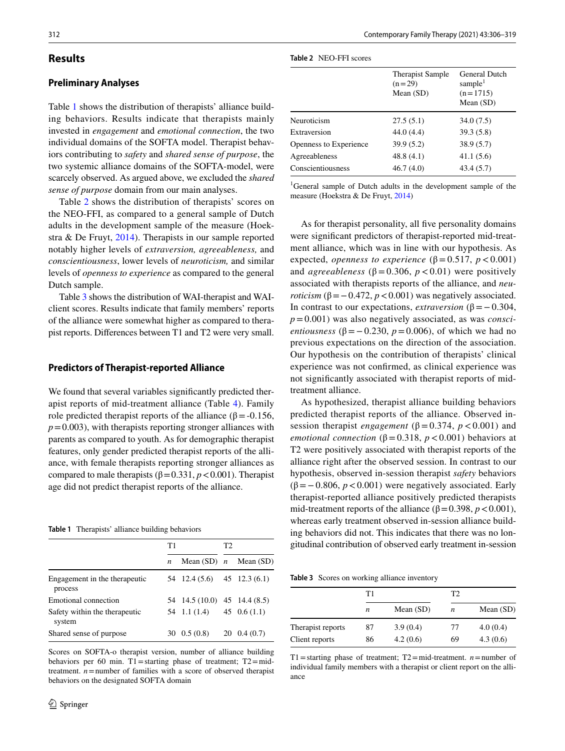## Results

### Preliminary Analyses

Table 1 shows the distribution of therapists' alliance building behaviors. Results indicate that therapists mainly invested in *engagement* and *emotional connection*, the two individual domains of the SOFTA model. Therapist behaviors contributing to *safety* and *shared sense of purpose*, the two systemic alliance domains of the SOFTA-model, were scarcely observed. As argued above, we excluded the *shared sense of purpose* domain from our main analyses.

Table 2 shows the distribution of therapists' scores on the NEO-FFI, as compared to a general sample of Dutch adults in the development sample of the measure (Hoekstra & De Fruyt, 2014). Therapists in our sample reported notably higher levels of *extraversion, agreeableness,* and *conscientiousness*, lower levels of *neuroticism,* and similar levels of *openness to experience* as compared to the general Dutch sample.

Table 3 shows the distribution of WAI-therapist and WAI-client scores. Results indicate that family members' reports of the alliance were somewhat higher as compared to therapist reports. Differences between T1 and T2 were very small.

### Predictors of Therapist-reported Alliance

We found that several variables significantly predicted therapist reports of mid-treatment alliance (Table 4). Family role predicted therapist reports of the alliance ($\beta = -0.156$, $p = 0.003$), with therapists reporting stronger alliances with parents as compared to youth. As for demographic therapist features, only gender predicted therapist reports of the alliance, with female therapists reporting stronger alliances as compared to male therapists ($\beta = 0.331$, $p < 0.001$). Therapist age did not predict therapist reports of the alliance.

**Table 1** Therapists' alliance building behaviors

| | T1 | | T2 | |
|---|---|---|---|---|
| | *n* | Mean (SD) | *n* | Mean (SD) |
| Engagement in the therapeutic process | 54 | 12.4 (5.6) | 45 | 12.3 (6.1) |
| Emotional connection | 54 | 14.5 (10.0) | 45 | 14.4 (8.5) |
| Safety within the therapeutic system | 54 | 1.1 (1.4) | 45 | 0.6 (1.1) |
| Shared sense of purpose | 30 | 0.5 (0.8) | 20 | 0.4 (0.7) |

Scores on SOFTA-o therapist version, number of alliance building behaviors per 60 min. T1 = starting phase of treatment; T2 = mid-treatment. *n* = number of families with a score of observed therapist behaviors on the designated SOFTA domain

**Table 2** NEO-FFI scores

| | Therapist Sample (n = 29) Mean (SD) | General Dutch sample[1] (n = 1715) Mean (SD) |
|---|---|---|
| Neuroticism | 27.5 (5.1) | 34.0 (7.5) |
| Extraversion | 44.0 (4.4) | 39.3 (5.8) |
| Openness to Experience | 39.9 (5.2) | 38.9 (5.7) |
| Agreeableness | 48.8 (4.1) | 41.1 (5.6) |
| Conscientiousness | 46.7 (4.0) | 43.4 (5.7) |

[1]General sample of Dutch adults in the development sample of the measure (Hoekstra & De Fruyt, 2014)

As for therapist personality, all five personality domains were significant predictors of therapist-reported mid-treatment alliance, which was in line with our hypothesis. As expected, *openness to experience* ($\beta = 0.517$, $p < 0.001$) and *agreeableness* ($\beta = 0.306$, $p < 0.01$) were positively associated with therapists reports of the alliance, and *neuroticism* ($\beta = -0.472$, $p < 0.001$) was negatively associated. In contrast to our expectations, *extraversion* ($\beta = -0.304$, $p = 0.001$) was also negatively associated, as was *conscientiousness* ($\beta = -0.230$, $p = 0.006$), of which we had no previous expectations on the direction of the association. Our hypothesis on the contribution of therapists' clinical experience was not confirmed, as clinical experience was not significantly associated with therapist reports of mid-treatment alliance.

As hypothesized, therapist alliance building behaviors predicted therapist reports of the alliance. Observed in-session therapist *engagement* ($\beta = 0.374$, $p < 0.001$) and *emotional connection* ($\beta = 0.318$, $p < 0.001$) behaviors at T2 were positively associated with therapist reports of the alliance right after the observed session. In contrast to our hypothesis, observed in-session therapist *safety* behaviors ($\beta = -0.806$, $p < 0.001$) were negatively associated. Early therapist-reported alliance positively predicted therapists mid-treatment reports of the alliance ($\beta = 0.398$, $p < 0.001$), whereas early treatment observed in-session alliance building behaviors did not. This indicates that there was no longitudinal contribution of observed early treatment in-session

**Table 3** Scores on working alliance inventory

| | T1 | | T2 | |
|---|---|---|---|---|
| | *n* | Mean (SD) | *n* | Mean (SD) |
| Therapist reports | 87 | 3.9 (0.4) | 77 | 4.0 (0.4) |
| Client reports | 86 | 4.2 (0.6) | 69 | 4.3 (0.6) |

T1 = starting phase of treatment; T2 = mid-treatment. *n* = number of individual family members with a therapist or client report on the alliance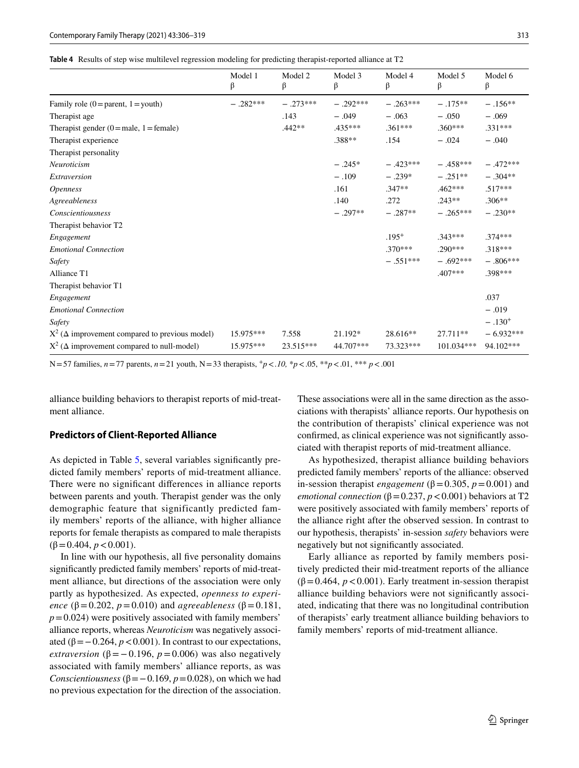**Table 4** Results of step wise multilevel regression modeling for predicting therapist-reported alliance at T2

| | Model 1 β | Model 2 β | Model 3 β | Model 4 β | Model 5 β | Model 6 β |
|---|---|---|---|---|---|---|
| Family role (0 = parent, 1 = youth) | − .282*** | − .273*** | − .292*** | − .263*** | − .175** | − .156** |
| Therapist age | | .143 | − .049 | − .063 | − .050 | − .069 |
| Therapist gender (0 = male, 1 = female) | | .442** | .435*** | .361*** | .360*** | .331*** |
| Therapist experience | | | .388** | .154 | − .024 | − .040 |
| Therapist personality | | | | | | |
| *Neuroticism* | | | − .245* | − .423*** | − .458*** | − .472*** |
| *Extraversion* | | | − .109 | − .239* | − .251** | − .304** |
| *Openness* | | | .161 | .347** | .462*** | .517*** |
| *Agreeableness* | | | .140 | .272 | .243** | .306** |
| *Conscientiousness* | | | − .297** | − .287** | − .265*** | − .230** |
| Therapist behavior T2 | | | | | | |
| *Engagement* | | | | .195+ | .343*** | .374*** |
| *Emotional Connection* | | | | .370*** | .290*** | .318*** |
| *Safety* | | | | − .551*** | − .692*** | − .806*** |
| Alliance T1 | | | | | .407*** | .398*** |
| Therapist behavior T1 | | | | | | |
| *Engagement* | | | | | | .037 |
| *Emotional Connection* | | | | | | − .019 |
| *Safety* | | | | | | − .130+ |
| $X^2$ (Δ improvement compared to previous model) | 15.975*** | 7.558 | 21.192* | 28.616** | 27.711** | − 6.932*** |
| $X^2$ (Δ improvement compared to null-model) | 15.975*** | 23.515*** | 44.707*** | 73.323*** | 101.034*** | 94.102*** |

N = 57 families, *n* = 77 parents, *n* = 21 youth, N = 33 therapists, +*p* < *.10,* \**p* < .05, \*\**p* < .01, \*\*\* *p* < .001

alliance building behaviors to therapist reports of mid-treatment alliance.

### Predictors of Client-Reported Alliance

As depicted in Table 5, several variables significantly predicted family members' reports of mid-treatment alliance. There were no significant differences in alliance reports between parents and youth. Therapist gender was the only demographic feature that significantly predicted family members' reports of the alliance, with higher alliance reports for female therapists as compared to male therapists (β = 0.404, $p < 0.001$).

In line with our hypothesis, all five personality domains significantly predicted family members' reports of mid-treatment alliance, but directions of the association were only partly as hypothesized. As expected, *openness to experience* (β = 0.202, $p = 0.010$) and *agreeableness* (β = 0.181, $p = 0.024$) were positively associated with family members' alliance reports, whereas *Neuroticism* was negatively associated (β = − 0.264, $p < 0.001$). In contrast to our expectations, *extraversion* (β = − 0.196, $p = 0.006$) was also negatively associated with family members' alliance reports, as was *Conscientiousness* (β = − 0.169, $p = 0.028$), on which we had no previous expectation for the direction of the association. These associations were all in the same direction as the associations with therapists' alliance reports. Our hypothesis on the contribution of therapists' clinical experience was not confirmed, as clinical experience was not significantly associated with therapist reports of mid-treatment alliance.

As hypothesized, therapist alliance building behaviors predicted family members' reports of the alliance: observed in-session therapist *engagement* (β = 0.305, $p = 0.001$) and *emotional connection* (β = 0.237, $p < 0.001$) behaviors at T2 were positively associated with family members' reports of the alliance right after the observed session. In contrast to our hypothesis, therapists' in-session *safety* behaviors were negatively but not significantly associated.

Early alliance as reported by family members positively predicted their mid-treatment reports of the alliance (β = 0.464, $p < 0.001$). Early treatment in-session therapist alliance building behaviors were not significantly associated, indicating that there was no longitudinal contribution of therapists' early treatment alliance building behaviors to family members' reports of mid-treatment alliance.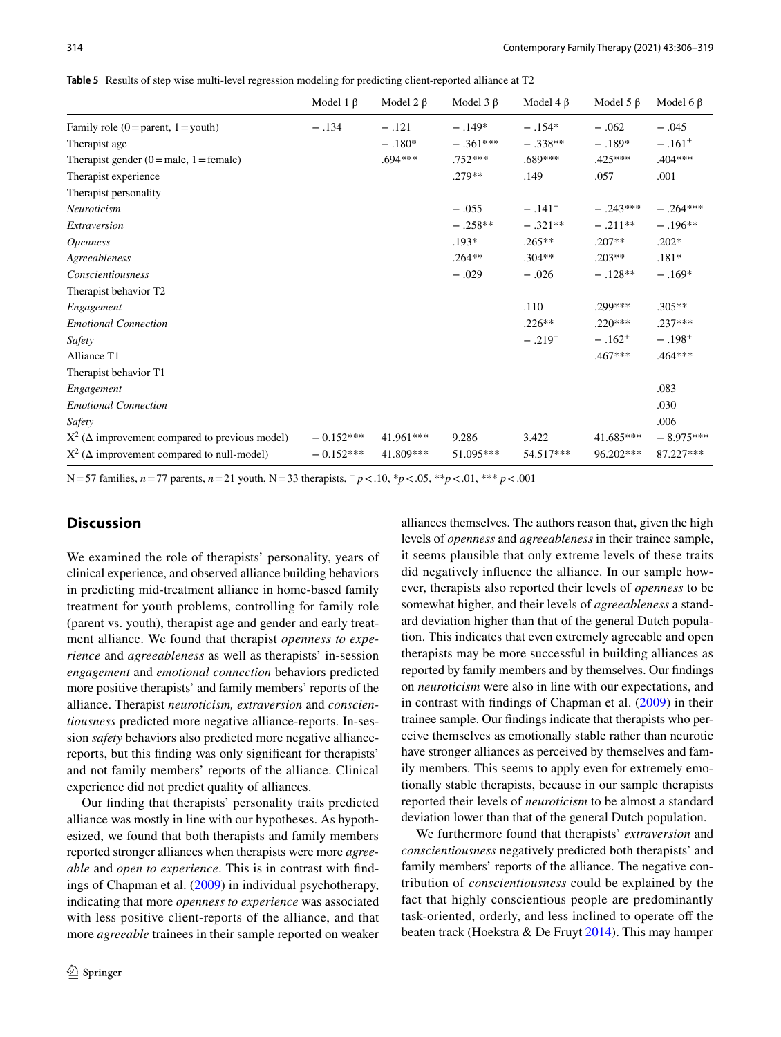**Table 5** Results of step wise multi-level regression modeling for predicting client-reported alliance at T2

| | Model 1 β | Model 2 β | Model 3 β | Model 4 β | Model 5 β | Model 6 β |
|---|---|---|---|---|---|---|
| Family role (0 = parent, 1 = youth) | − .134 | − .121 | − .149* | − .154* | − .062 | − .045 |
| Therapist age | | − .180* | − .361*** | − .338** | − .189* | − .161$^{+}$ |
| Therapist gender (0 = male, 1 = female) | | .694*** | .752*** | .689*** | .425*** | .404*** |
| Therapist experience | | | .279** | .149 | .057 | .001 |
| Therapist personality | | | | | | |
| *Neuroticism* | | | − .055 | − .141$^{+}$ | − .243*** | − .264*** |
| *Extraversion* | | | − .258** | − .321** | − .211** | − .196** |
| *Openness* | | | .193* | .265** | .207** | .202* |
| *Agreeableness* | | | .264** | .304** | .203** | .181* |
| *Conscientiousness* | | | − .029 | − .026 | − .128** | − .169* |
| Therapist behavior T2 | | | | | | |
| *Engagement* | | | | .110 | .299*** | .305** |
| *Emotional Connection* | | | | .226** | .220*** | .237*** |
| *Safety* | | | | − .219$^{+}$ | − .162$^{+}$ | − .198$^{+}$ |
| Alliance T1 | | | | | .467*** | .464*** |
| Therapist behavior T1 | | | | | | |
| *Engagement* | | | | | | .083 |
| *Emotional Connection* | | | | | | .030 |
| *Safety* | | | | | | .006 |
| $X^2$ (Δ improvement compared to previous model) | − 0.152*** | 41.961*** | 9.286 | 3.422 | 41.685*** | − 8.975*** |
| $X^2$ (Δ improvement compared to null-model) | − 0.152*** | 41.809*** | 51.095*** | 54.517*** | 96.202*** | 87.227*** |

N = 57 families, *n* = 77 parents, *n* = 21 youth, N = 33 therapists, $^{+}$ $p < .10$, *$p < .05$, **$p < .01$, *** $p < .001$

## Discussion

We examined the role of therapists' personality, years of clinical experience, and observed alliance building behaviors in predicting mid-treatment alliance in home-based family treatment for youth problems, controlling for family role (parent vs. youth), therapist age and gender and early treatment alliance. We found that therapist *openness to experience* and *agreeableness* as well as therapists' in-session *engagement* and *emotional connection* behaviors predicted more positive therapists' and family members' reports of the alliance. Therapist *neuroticism, extraversion* and *conscientiousness* predicted more negative alliance-reports. In-session *safety* behaviors also predicted more negative alliance-reports, but this finding was only significant for therapists' and not family members' reports of the alliance. Clinical experience did not predict quality of alliances.

Our finding that therapists' personality traits predicted alliance was mostly in line with our hypotheses. As hypothesized, we found that both therapists and family members reported stronger alliances when therapists were more *agreeable* and *open to experience*. This is in contrast with findings of Chapman et al. (2009) in individual psychotherapy, indicating that more *openness to experience* was associated with less positive client-reports of the alliance, and that more *agreeable* trainees in their sample reported on weaker alliances themselves. The authors reason that, given the high levels of *openness* and *agreeableness* in their trainee sample, it seems plausible that only extreme levels of these traits did negatively influence the alliance. In our sample however, therapists also reported their levels of *openness* to be somewhat higher, and their levels of *agreeableness* a standard deviation higher than that of the general Dutch population. This indicates that even extremely agreeable and open therapists may be more successful in building alliances as reported by family members and by themselves. Our findings on *neuroticism* were also in line with our expectations, and in contrast with findings of Chapman et al. (2009) in their trainee sample. Our findings indicate that therapists who perceive themselves as emotionally stable rather than neurotic have stronger alliances as perceived by themselves and family members. This seems to apply even for extremely emotionally stable therapists, because in our sample therapists reported their levels of *neuroticism* to be almost a standard deviation lower than that of the general Dutch population.

We furthermore found that therapists' *extraversion* and *conscientiousness* negatively predicted both therapists' and family members' reports of the alliance. The negative contribution of *conscientiousness* could be explained by the fact that highly conscientious people are predominantly task-oriented, orderly, and less inclined to operate off the beaten track (Hoekstra & De Fruyt 2014). This may hamper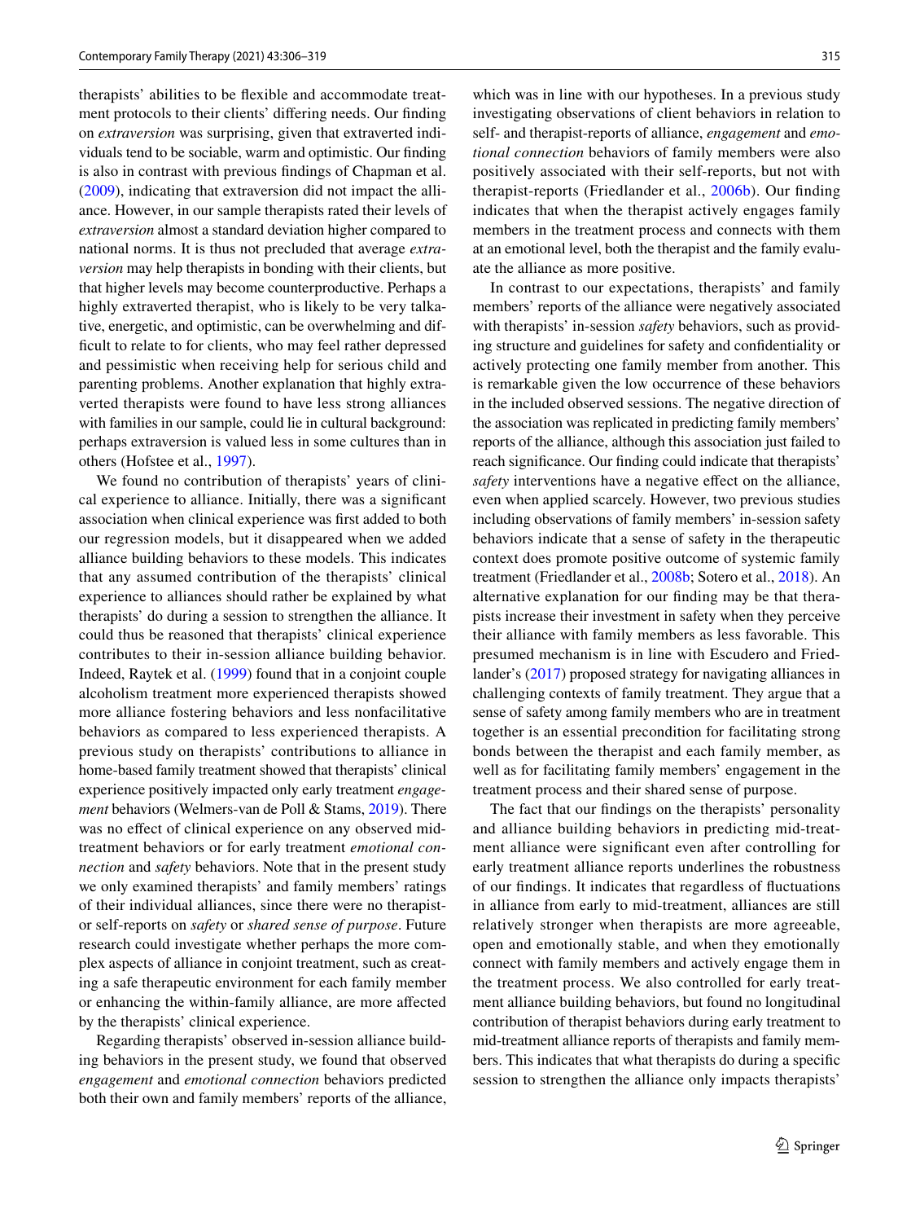therapists' abilities to be flexible and accommodate treatment protocols to their clients' differing needs. Our finding on *extraversion* was surprising, given that extraverted individuals tend to be sociable, warm and optimistic. Our finding is also in contrast with previous findings of Chapman et al. (2009), indicating that extraversion did not impact the alliance. However, in our sample therapists rated their levels of *extraversion* almost a standard deviation higher compared to national norms. It is thus not precluded that average *extraversion* may help therapists in bonding with their clients, but that higher levels may become counterproductive. Perhaps a highly extraverted therapist, who is likely to be very talkative, energetic, and optimistic, can be overwhelming and difficult to relate to for clients, who may feel rather depressed and pessimistic when receiving help for serious child and parenting problems. Another explanation that highly extraverted therapists were found to have less strong alliances with families in our sample, could lie in cultural background: perhaps extraversion is valued less in some cultures than in others (Hofstee et al., 1997).

We found no contribution of therapists' years of clinical experience to alliance. Initially, there was a significant association when clinical experience was first added to both our regression models, but it disappeared when we added alliance building behaviors to these models. This indicates that any assumed contribution of the therapists' clinical experience to alliances should rather be explained by what therapists' do during a session to strengthen the alliance. It could thus be reasoned that therapists' clinical experience contributes to their in-session alliance building behavior. Indeed, Raytek et al. (1999) found that in a conjoint couple alcoholism treatment more experienced therapists showed more alliance fostering behaviors and less nonfacilitative behaviors as compared to less experienced therapists. A previous study on therapists' contributions to alliance in home-based family treatment showed that therapists' clinical experience positively impacted only early treatment *engagement* behaviors (Welmers-van de Poll & Stams, 2019). There was no effect of clinical experience on any observed mid-treatment behaviors or for early treatment *emotional connection* and *safety* behaviors. Note that in the present study we only examined therapists' and family members' ratings of their individual alliances, since there were no therapist- or self-reports on *safety* or *shared sense of purpose*. Future research could investigate whether perhaps the more complex aspects of alliance in conjoint treatment, such as creating a safe therapeutic environment for each family member or enhancing the within-family alliance, are more affected by the therapists' clinical experience.

Regarding therapists' observed in-session alliance building behaviors in the present study, we found that observed *engagement* and *emotional connection* behaviors predicted both their own and family members' reports of the alliance, which was in line with our hypotheses. In a previous study investigating observations of client behaviors in relation to self- and therapist-reports of alliance, *engagement* and *emotional connection* behaviors of family members were also positively associated with their self-reports, but not with therapist-reports (Friedlander et al., 2006b). Our finding indicates that when the therapist actively engages family members in the treatment process and connects with them at an emotional level, both the therapist and the family evaluate the alliance as more positive.

In contrast to our expectations, therapists' and family members' reports of the alliance were negatively associated with therapists' in-session *safety* behaviors, such as providing structure and guidelines for safety and confidentiality or actively protecting one family member from another. This is remarkable given the low occurrence of these behaviors in the included observed sessions. The negative direction of the association was replicated in predicting family members' reports of the alliance, although this association just failed to reach significance. Our finding could indicate that therapists' *safety* interventions have a negative effect on the alliance, even when applied scarcely. However, two previous studies including observations of family members' in-session safety behaviors indicate that a sense of safety in the therapeutic context does promote positive outcome of systemic family treatment (Friedlander et al., 2008b; Sotero et al., 2018). An alternative explanation for our finding may be that therapists increase their investment in safety when they perceive their alliance with family members as less favorable. This presumed mechanism is in line with Escudero and Friedlander's (2017) proposed strategy for navigating alliances in challenging contexts of family treatment. They argue that a sense of safety among family members who are in treatment together is an essential precondition for facilitating strong bonds between the therapist and each family member, as well as for facilitating family members' engagement in the treatment process and their shared sense of purpose.

The fact that our findings on the therapists' personality and alliance building behaviors in predicting mid-treatment alliance were significant even after controlling for early treatment alliance reports underlines the robustness of our findings. It indicates that regardless of fluctuations in alliance from early to mid-treatment, alliances are still relatively stronger when therapists are more agreeable, open and emotionally stable, and when they emotionally connect with family members and actively engage them in the treatment process. We also controlled for early treatment alliance building behaviors, but found no longitudinal contribution of therapist behaviors during early treatment to mid-treatment alliance reports of therapists and family members. This indicates that what therapists do during a specific session to strengthen the alliance only impacts therapists'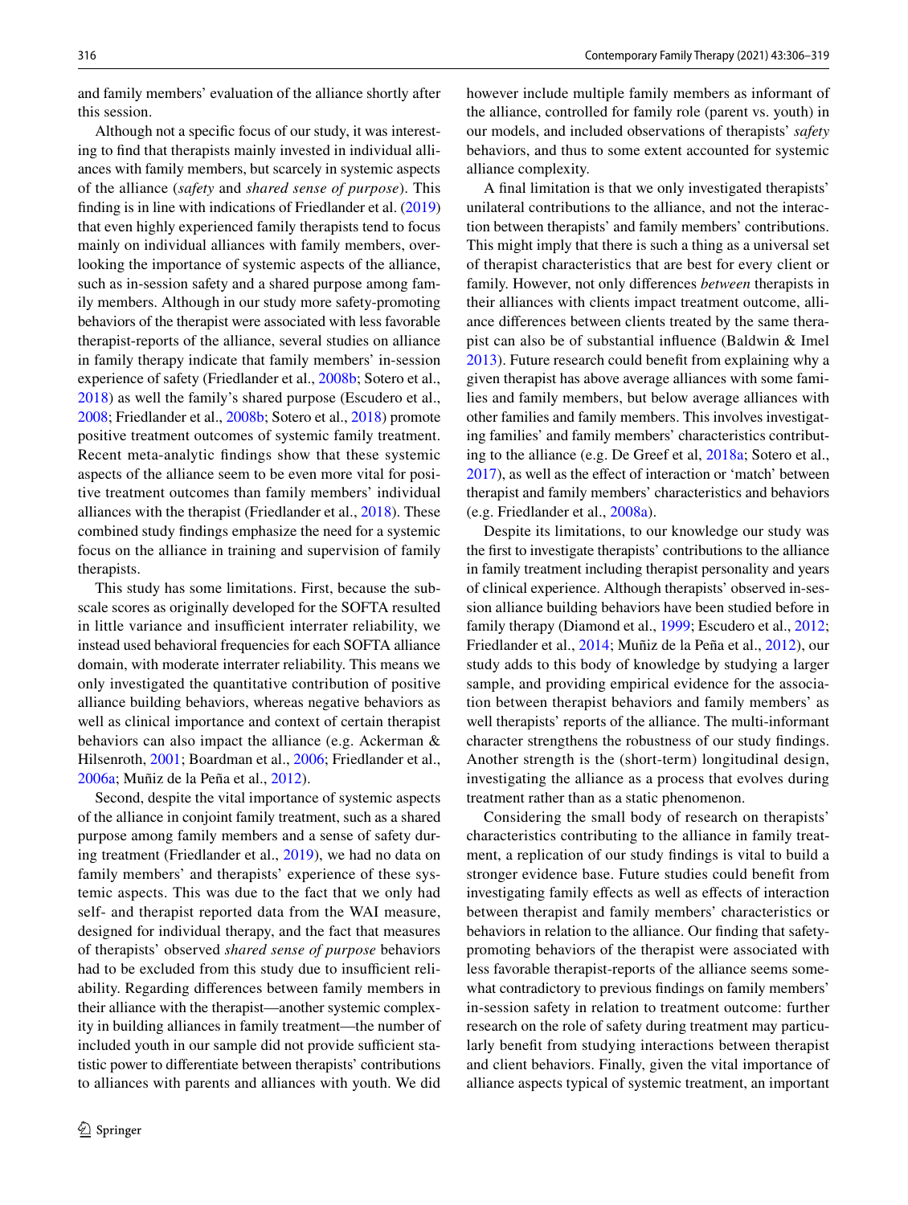and family members' evaluation of the alliance shortly after this session.

Although not a specific focus of our study, it was interesting to find that therapists mainly invested in individual alliances with family members, but scarcely in systemic aspects of the alliance (*safety* and *shared sense of purpose*). This finding is in line with indications of Friedlander et al. (2019) that even highly experienced family therapists tend to focus mainly on individual alliances with family members, overlooking the importance of systemic aspects of the alliance, such as in-session safety and a shared purpose among family members. Although in our study more safety-promoting behaviors of the therapist were associated with less favorable therapist-reports of the alliance, several studies on alliance in family therapy indicate that family members' in-session experience of safety (Friedlander et al., 2008b; Sotero et al., 2018) as well the family's shared purpose (Escudero et al., 2008; Friedlander et al., 2008b; Sotero et al., 2018) promote positive treatment outcomes of systemic family treatment. Recent meta-analytic findings show that these systemic aspects of the alliance seem to be even more vital for positive treatment outcomes than family members' individual alliances with the therapist (Friedlander et al., 2018). These combined study findings emphasize the need for a systemic focus on the alliance in training and supervision of family therapists.

This study has some limitations. First, because the subscale scores as originally developed for the SOFTA resulted in little variance and insufficient interrater reliability, we instead used behavioral frequencies for each SOFTA alliance domain, with moderate interrater reliability. This means we only investigated the quantitative contribution of positive alliance building behaviors, whereas negative behaviors as well as clinical importance and context of certain therapist behaviors can also impact the alliance (e.g. Ackerman & Hilsenroth, 2001; Boardman et al., 2006; Friedlander et al., 2006a; Muñiz de la Peña et al., 2012).

Second, despite the vital importance of systemic aspects of the alliance in conjoint family treatment, such as a shared purpose among family members and a sense of safety during treatment (Friedlander et al., 2019), we had no data on family members' and therapists' experience of these systemic aspects. This was due to the fact that we only had self- and therapist reported data from the WAI measure, designed for individual therapy, and the fact that measures of therapists' observed *shared sense of purpose* behaviors had to be excluded from this study due to insufficient reliability. Regarding differences between family members in their alliance with the therapist—another systemic complexity in building alliances in family treatment—the number of included youth in our sample did not provide sufficient statistic power to differentiate between therapists' contributions to alliances with parents and alliances with youth. We did however include multiple family members as informant of the alliance, controlled for family role (parent vs. youth) in our models, and included observations of therapists' *safety* behaviors, and thus to some extent accounted for systemic alliance complexity.

A final limitation is that we only investigated therapists' unilateral contributions to the alliance, and not the interaction between therapists' and family members' contributions. This might imply that there is such a thing as a universal set of therapist characteristics that are best for every client or family. However, not only differences *between* therapists in their alliances with clients impact treatment outcome, alliance differences between clients treated by the same therapist can also be of substantial influence (Baldwin & Imel 2013). Future research could benefit from explaining why a given therapist has above average alliances with some families and family members, but below average alliances with other families and family members. This involves investigating families' and family members' characteristics contributing to the alliance (e.g. De Greef et al, 2018a; Sotero et al., 2017), as well as the effect of interaction or 'match' between therapist and family members' characteristics and behaviors (e.g. Friedlander et al., 2008a).

Despite its limitations, to our knowledge our study was the first to investigate therapists' contributions to the alliance in family treatment including therapist personality and years of clinical experience. Although therapists' observed in-session alliance building behaviors have been studied before in family therapy (Diamond et al., 1999; Escudero et al., 2012; Friedlander et al., 2014; Muñiz de la Peña et al., 2012), our study adds to this body of knowledge by studying a larger sample, and providing empirical evidence for the association between therapist behaviors and family members' as well therapists' reports of the alliance. The multi-informant character strengthens the robustness of our study findings. Another strength is the (short-term) longitudinal design, investigating the alliance as a process that evolves during treatment rather than as a static phenomenon.

Considering the small body of research on therapists' characteristics contributing to the alliance in family treatment, a replication of our study findings is vital to build a stronger evidence base. Future studies could benefit from investigating family effects as well as effects of interaction between therapist and family members' characteristics or behaviors in relation to the alliance. Our finding that safety-promoting behaviors of the therapist were associated with less favorable therapist-reports of the alliance seems somewhat contradictory to previous findings on family members' in-session safety in relation to treatment outcome: further research on the role of safety during treatment may particularly benefit from studying interactions between therapist and client behaviors. Finally, given the vital importance of alliance aspects typical of systemic treatment, an important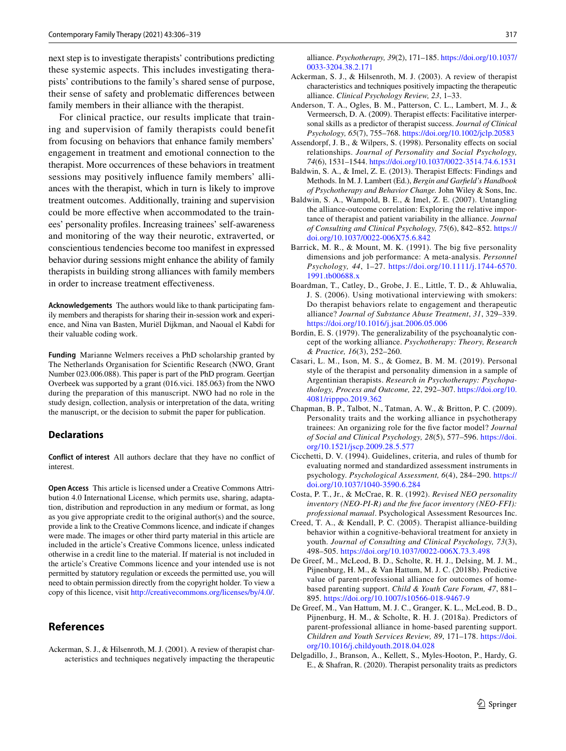next step is to investigate therapists' contributions predicting these systemic aspects. This includes investigating therapists' contributions to the family's shared sense of purpose, their sense of safety and problematic differences between family members in their alliance with the therapist.

For clinical practice, our results implicate that training and supervision of family therapists could benefit from focusing on behaviors that enhance family members' engagement in treatment and emotional connection to the therapist. More occurrences of these behaviors in treatment sessions may positively influence family members' alliances with the therapist, which in turn is likely to improve treatment outcomes. Additionally, training and supervision could be more effective when accommodated to the trainees' personality profiles. Increasing trainees' self-awareness and monitoring of the way their neurotic, extraverted, or conscientious tendencies become too manifest in expressed behavior during sessions might enhance the ability of family therapists in building strong alliances with family members in order to increase treatment effectiveness.

**Acknowledgements** The authors would like to thank participating family members and therapists for sharing their in-session work and experience, and Nina van Basten, Muriël Dijkman, and Naoual el Kabdi for their valuable coding work.

**Funding** Marianne Welmers receives a PhD scholarship granted by The Netherlands Organisation for Scientific Research (NWO, Grant Number 023.006.088). This paper is part of the PhD program. Geertjan Overbeek was supported by a grant (016.vici. 185.063) from the NWO during the preparation of this manuscript. NWO had no role in the study design, collection, analysis or interpretation of the data, writing the manuscript, or the decision to submit the paper for publication.

## Declarations

**Conflict of interest** All authors declare that they have no conflict of interest.

**Open Access** This article is licensed under a Creative Commons Attribution 4.0 International License, which permits use, sharing, adaptation, distribution and reproduction in any medium or format, as long as you give appropriate credit to the original author(s) and the source, provide a link to the Creative Commons licence, and indicate if changes were made. The images or other third party material in this article are included in the article's Creative Commons licence, unless indicated otherwise in a credit line to the material. If material is not included in the article's Creative Commons licence and your intended use is not permitted by statutory regulation or exceeds the permitted use, you will need to obtain permission directly from the copyright holder. To view a copy of this licence, visit http://creativecommons.org/licenses/by/4.0/.

## References

Ackerman, S. J., & Hilsenroth, M. J. (2001). A review of therapist characteristics and techniques negatively impacting the therapeutic alliance. *Psychotherapy, 39*(2), 171–185. https://doi.org/10.1037/0033-3204.38.2.171

Ackerman, S. J., & Hilsenroth, M. J. (2003). A review of therapist characteristics and techniques positively impacting the therapeutic alliance. *Clinical Psychology Review, 23*, 1–33.

Anderson, T. A., Ogles, B. M., Patterson, C. L., Lambert, M. J., & Vermeersch, D. A. (2009). Therapist effects: Facilitative interpersonal skills as a predictor of therapist success. *Journal of Clinical Psychology, 65*(7), 755–768. https://doi.org/10.1002/jclp.20583

Assendorpf, J. B., & Wilpers, S. (1998). Personality effects on social relationships. *Journal of Personality and Social Psychology, 74*(6), 1531–1544. https://doi.org/10.1037/0022-3514.74.6.1531

Baldwin, S. A., & Imel, Z. E. (2013). Therapist Effects: Findings and Methods. In M. J. Lambert (Ed.), *Bergin and Garfield's Handbook of Psychotherapy and Behavior Change.* John Wiley & Sons, Inc.

Baldwin, S. A., Wampold, B. E., & Imel, Z. E. (2007). Untangling the alliance-outcome correlation: Exploring the relative importance of therapist and patient variability in the alliance. *Journal of Consulting and Clinical Psychology, 75*(6), 842–852. https://doi.org/10.1037/0022-006X75.6.842

Barrick, M. R., & Mount, M. K. (1991). The big five personality dimensions and job performance: A meta-analysis. *Personnel Psychology, 44*, 1–27. https://doi.org/10.1111/j.1744-6570.1991.tb00688.x

Boardman, T., Catley, D., Grobe, J. E., Little, T. D., & Ahluwalia, J. S. (2006). Using motivational interviewing with smokers: Do therapist behaviors relate to engagement and therapeutic alliance? *Journal of Substance Abuse Treatment*, *31*, 329–339. https://doi.org/10.1016/j.jsat.2006.05.006

Bordin, E. S. (1979). The generalizability of the psychoanalytic concept of the working alliance. *Psychotherapy: Theory, Research & Practice, 16*(3), 252–260.

Casari, L. M., Ison, M. S., & Gomez, B. M. M. (2019). Personal style of the therapist and personality dimension in a sample of Argentinian therapists. *Research in Psychotherapy: Psychopathology, Process and Outcome, 22*, 292–307. https://doi.org/10.4081/ripppo.2019.362

Chapman, B. P., Talbot, N., Tatman, A. W., & Britton, P. C. (2009). Personality traits and the working alliance in psychotherapy trainees: An organizing role for the five factor model? *Journal of Social and Clinical Psychology, 28*(5), 577–596. https://doi.org/10.1521/jscp.2009.28.5.577

Cicchetti, D. V. (1994). Guidelines, criteria, and rules of thumb for evaluating normed and standardized assessment instruments in psychology. *Psychological Assessment, 6*(4), 284–290. https://doi.org/10.1037/1040-3590.6.284

Costa, P. T., Jr., & McCrae, R. R. (1992). *Revised NEO personality inventory (NEO-PI-R) and the five facor inventory (NEO-FFI): professional manual*. Psychological Assessment Resources Inc.

Creed, T. A., & Kendall, P. C. (2005). Therapist alliance-building behavior within a cognitive-behavioral treatment for anxiety in youth. *Journal of Consulting and Clinical Psychology, 73*(3), 498–505. https://doi.org/10.1037/0022-006X.73.3.498

De Greef, M., McLeod, B. D., Scholte, R. H. J., Delsing, M. J. M., Pijnenburg, H. M., & Van Hattum, M. J. C. (2018b). Predictive value of parent-professional alliance for outcomes of home-based parenting support. *Child & Youth Care Forum, 47*, 881–895. https://doi.org/10.1007/s10566-018-9467-9

De Greef, M., Van Hattum, M. J. C., Granger, K. L., McLeod, B. D., Pijnenburg, H. M., & Scholte, R. H. J. (2018a). Predictors of parent-professional alliance in home-based parenting support. *Children and Youth Services Review, 89*, 171–178. https://doi.org/10.1016/j.childyouth.2018.04.028

Delgadillo, J., Branson, A., Kellett, S., Myles-Hooton, P., Hardy, G. E., & Shafran, R. (2020). Therapist personality traits as predictors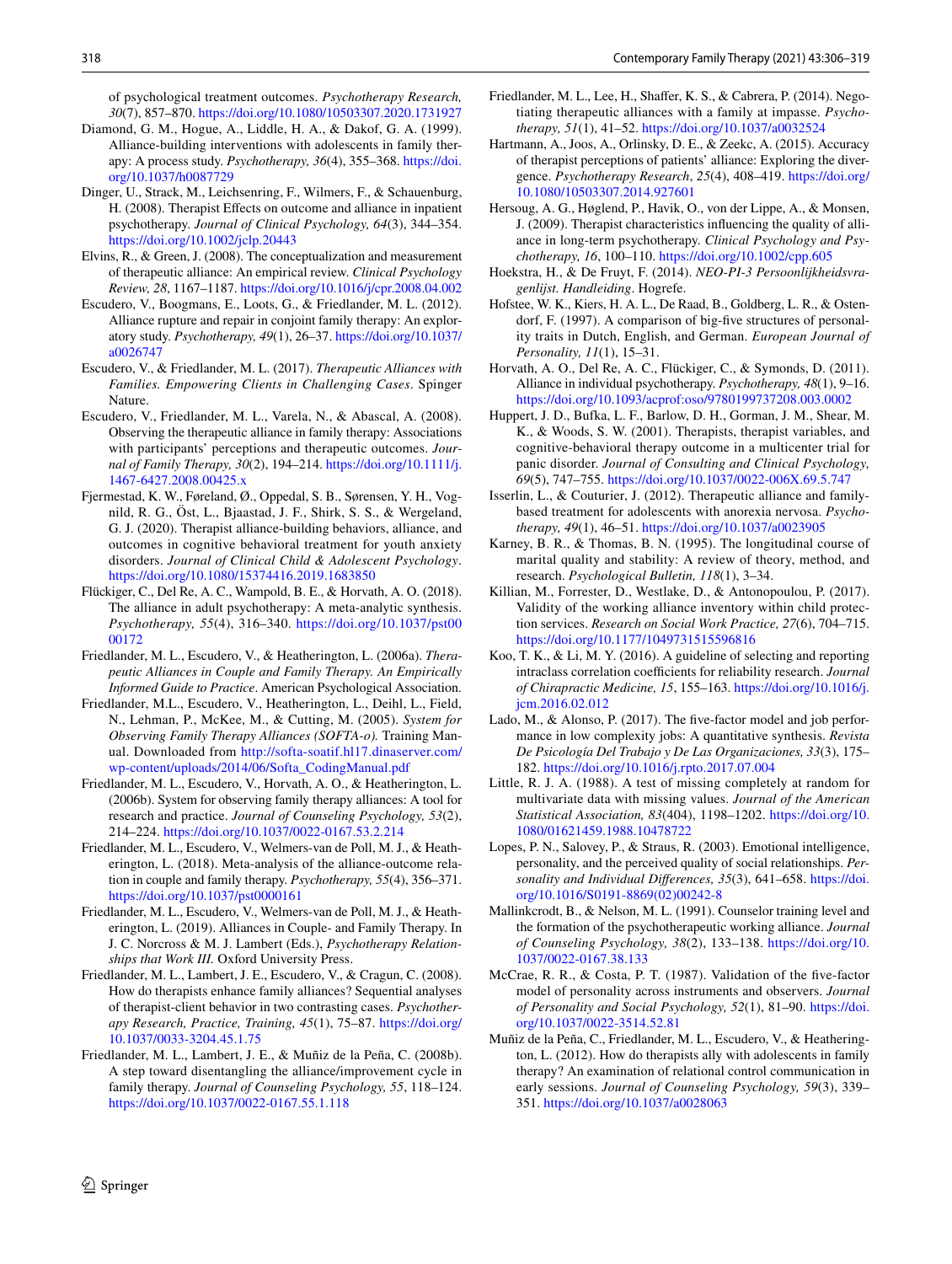of psychological treatment outcomes. *Psychotherapy Research, 30*(7), 857–870. https://doi.org/10.1080/10503307.2020.1731927

Diamond, G. M., Hogue, A., Liddle, H. A., & Dakof, G. A. (1999). Alliance-building interventions with adolescents in family therapy: A process study. *Psychotherapy, 36*(4), 355–368. https://doi.org/10.1037/h0087729

Dinger, U., Strack, M., Leichsenring, F., Wilmers, F., & Schauenburg, H. (2008). Therapist Effects on outcome and alliance in inpatient psychotherapy. *Journal of Clinical Psychology, 64*(3), 344–354. https://doi.org/10.1002/jclp.20443

Elvins, R., & Green, J. (2008). The conceptualization and measurement of therapeutic alliance: An empirical review. *Clinical Psychology Review, 28*, 1167–1187. https://doi.org/10.1016/j/cpr.2008.04.002

Escudero, V., Boogmans, E., Loots, G., & Friedlander, M. L. (2012). Alliance rupture and repair in conjoint family therapy: An exploratory study. *Psychotherapy, 49*(1), 26–37. https://doi.org/10.1037/a0026747

Escudero, V., & Friedlander, M. L. (2017). *Therapeutic Alliances with Families. Empowering Clients in Challenging Cases*. Spinger Nature.

Escudero, V., Friedlander, M. L., Varela, N., & Abascal, A. (2008). Observing the therapeutic alliance in family therapy: Associations with participants' perceptions and therapeutic outcomes. *Journal of Family Therapy, 30*(2), 194–214. https://doi.org/10.1111/j.1467-6427.2008.00425.x

Fjermestad, K. W., Føreland, Ø., Oppedal, S. B., Sørensen, Y. H., Vognild, R. G., Öst, L., Bjaastad, J. F., Shirk, S. S., & Wergeland, G. J. (2020). Therapist alliance-building behaviors, alliance, and outcomes in cognitive behavioral treatment for youth anxiety disorders. *Journal of Clinical Child & Adolescent Psychology*. https://doi.org/10.1080/15374416.2019.1683850

Flückiger, C., Del Re, A. C., Wampold, B. E., & Horvath, A. O. (2018). The alliance in adult psychotherapy: A meta-analytic synthesis. *Psychotherapy, 55*(4), 316–340. https://doi.org/10.1037/pst0000172

Friedlander, M. L., Escudero, V., & Heatherington, L. (2006a). *Therapeutic Alliances in Couple and Family Therapy. An Empirically Informed Guide to Practice*. American Psychological Association.

Friedlander, M.L., Escudero, V., Heatherington, L., Deihl, L., Field, N., Lehman, P., McKee, M., & Cutting, M. (2005). *System for Observing Family Therapy Alliances (SOFTA-o).* Training Manual. Downloaded from http://softa-soatif.hl17.dinaserver.com/wp-content/uploads/2014/06/Softa_CodingManual.pdf

Friedlander, M. L., Escudero, V., Horvath, A. O., & Heatherington, L. (2006b). System for observing family therapy alliances: A tool for research and practice. *Journal of Counseling Psychology, 53*(2), 214–224. https://doi.org/10.1037/0022-0167.53.2.214

Friedlander, M. L., Escudero, V., Welmers-van de Poll, M. J., & Heatherington, L. (2018). Meta-analysis of the alliance-outcome relation in couple and family therapy. *Psychotherapy, 55*(4), 356–371. https://doi.org/10.1037/pst0000161

Friedlander, M. L., Escudero, V., Welmers-van de Poll, M. J., & Heatherington, L. (2019). Alliances in Couple- and Family Therapy. In J. C. Norcross & M. J. Lambert (Eds.), *Psychotherapy Relationships that Work III.* Oxford University Press.

Friedlander, M. L., Lambert, J. E., Escudero, V., & Cragun, C. (2008). How do therapists enhance family alliances? Sequential analyses of therapist-client behavior in two contrasting cases. *Psychotherapy Research, Practice, Training, 45*(1), 75–87. https://doi.org/10.1037/0033-3204.45.1.75

Friedlander, M. L., Lambert, J. E., & Muñiz de la Peña, C. (2008b). A step toward disentangling the alliance/improvement cycle in family therapy. *Journal of Counseling Psychology, 55*, 118–124. https://doi.org/10.1037/0022-0167.55.1.118

Friedlander, M. L., Lee, H., Shaffer, K. S., & Cabrera, P. (2014). Negotiating therapeutic alliances with a family at impasse. *Psychotherapy, 51*(1), 41–52. https://doi.org/10.1037/a0032524

Hartmann, A., Joos, A., Orlinsky, D. E., & Zeekc, A. (2015). Accuracy of therapist perceptions of patients' alliance: Exploring the divergence. *Psychotherapy Research*, *25*(4), 408–419. https://doi.org/10.1080/10503307.2014.927601

Hersoug, A. G., Høglend, P., Havik, O., von der Lippe, A., & Monsen, J. (2009). Therapist characteristics influencing the quality of alliance in long-term psychotherapy. *Clinical Psychology and Psychotherapy, 16*, 100–110. https://doi.org/10.1002/cpp.605

Hoekstra, H., & De Fruyt, F. (2014). *NEO-PI-3 Persoonlijkheidsvragenlijst. Handleiding*. Hogrefe.

Hofstee, W. K., Kiers, H. A. L., De Raad, B., Goldberg, L. R., & Ostendorf, F. (1997). A comparison of big-five structures of personality traits in Dutch, English, and German. *European Journal of Personality, 11*(1), 15–31.

Horvath, A. O., Del Re, A. C., Flückiger, C., & Symonds, D. (2011). Alliance in individual psychotherapy. *Psychotherapy, 48*(1), 9–16. https://doi.org/10.1093/acprof:oso/9780199737208.003.0002

Huppert, J. D., Bufka, L. F., Barlow, D. H., Gorman, J. M., Shear, M. K., & Woods, S. W. (2001). Therapists, therapist variables, and cognitive-behavioral therapy outcome in a multicenter trial for panic disorder. *Journal of Consulting and Clinical Psychology, 69*(5), 747–755. https://doi.org/10.1037/0022-006X.69.5.747

Isserlin, L., & Couturier, J. (2012). Therapeutic alliance and family-based treatment for adolescents with anorexia nervosa. *Psychotherapy, 49*(1), 46–51. https://doi.org/10.1037/a0023905

Karney, B. R., & Thomas, B. N. (1995). The longitudinal course of marital quality and stability: A review of theory, method, and research. *Psychological Bulletin, 118*(1), 3–34.

Killian, M., Forrester, D., Westlake, D., & Antonopoulou, P. (2017). Validity of the working alliance inventory within child protection services. *Research on Social Work Practice, 27*(6), 704–715. https://doi.org/10.1177/1049731515596816

Koo, T. K., & Li, M. Y. (2016). A guideline of selecting and reporting intraclass correlation coefficients for reliability research. *Journal of Chiropractic Medicine, 15*, 155–163. https://doi.org/10.1016/j.jcm.2016.02.012

Lado, M., & Alonso, P. (2017). The five-factor model and job performance in low complexity jobs: A quantitative synthesis. *Revista De Psicología Del Trabajo y De Las Organizaciones, 33*(3), 175–182. https://doi.org/10.1016/j.rpto.2017.07.004

Little, R. J. A. (1988). A test of missing completely at random for multivariate data with missing values. *Journal of the American Statistical Association, 83*(404), 1198–1202. https://doi.org/10.1080/01621459.1988.10478722

Lopes, P. N., Salovey, P., & Straus, R. (2003). Emotional intelligence, personality, and the perceived quality of social relationships. *Personality and Individual Differences, 35*(3), 641–658. https://doi.org/10.1016/S0191-8869(02)00242-8

Mallinckrodt, B., & Nelson, M. L. (1991). Counselor training level and the formation of the psychotherapeutic working alliance. *Journal of Counseling Psychology, 38*(2), 133–138. https://doi.org/10.1037/0022-0167.38.133

McCrae, R. R., & Costa, P. T. (1987). Validation of the five-factor model of personality across instruments and observers. *Journal of Personality and Social Psychology, 52*(1), 81–90. https://doi.org/10.1037/0022-3514.52.81

Muñiz de la Peña, C., Friedlander, M. L., Escudero, V., & Heatherington, L. (2012). How do therapists ally with adolescents in family therapy? An examination of relational control communication in early sessions. *Journal of Counseling Psychology, 59*(3), 339–351. https://doi.org/10.1037/a0028063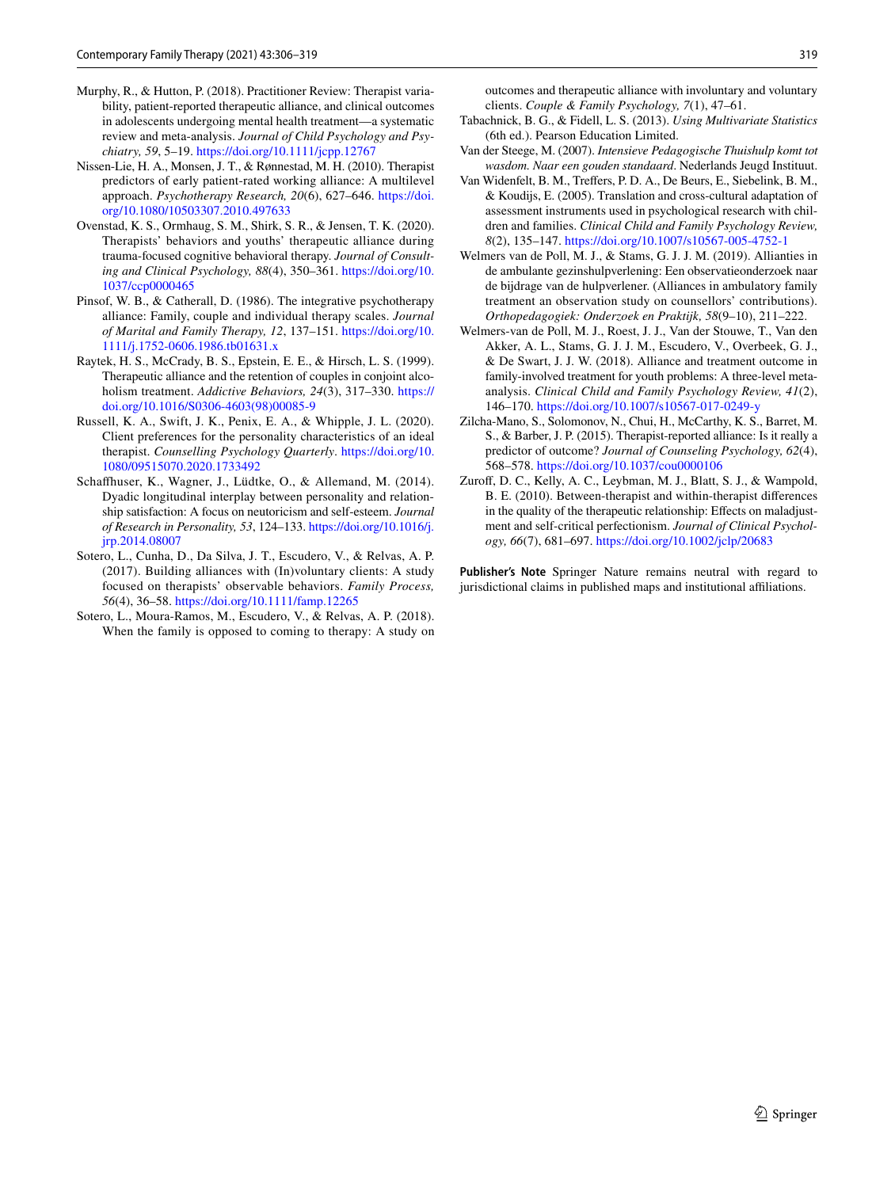Murphy, R., & Hutton, P. (2018). Practitioner Review: Therapist variability, patient-reported therapeutic alliance, and clinical outcomes in adolescents undergoing mental health treatment—a systematic review and meta-analysis. *Journal of Child Psychology and Psychiatry, 59*, 5–19. https://doi.org/10.1111/jcpp.12767

Nissen-Lie, H. A., Monsen, J. T., & Rønnestad, M. H. (2010). Therapist predictors of early patient-rated working alliance: A multilevel approach. *Psychotherapy Research, 20*(6), 627–646. https://doi.org/10.1080/10503307.2010.497633

Ovenstad, K. S., Ormhaug, S. M., Shirk, S. R., & Jensen, T. K. (2020). Therapists' behaviors and youths' therapeutic alliance during trauma-focused cognitive behavioral therapy. *Journal of Consulting and Clinical Psychology, 88*(4), 350–361. https://doi.org/10.1037/ccp0000465

Pinsof, W. B., & Catherall, D. (1986). The integrative psychotherapy alliance: Family, couple and individual therapy scales. *Journal of Marital and Family Therapy, 12*, 137–151. https://doi.org/10.1111/j.1752-0606.1986.tb01631.x

Raytek, H. S., McCrady, B. S., Epstein, E. E., & Hirsch, L. S. (1999). Therapeutic alliance and the retention of couples in conjoint alcoholism treatment. *Addictive Behaviors, 24*(3), 317–330. https://doi.org/10.1016/S0306-4603(98)00085-9

Russell, K. A., Swift, J. K., Penix, E. A., & Whipple, J. L. (2020). Client preferences for the personality characteristics of an ideal therapist. *Counselling Psychology Quarterly*. https://doi.org/10.1080/09515070.2020.1733492

Schaffhuser, K., Wagner, J., Lüdtke, O., & Allemand, M. (2014). Dyadic longitudinal interplay between personality and relationship satisfaction: A focus on neuroticism and self-esteem. *Journal of Research in Personality, 53*, 124–133. https://doi.org/10.1016/j.jrp.2014.08007

Sotero, L., Cunha, D., Da Silva, J. T., Escudero, V., & Relvas, A. P. (2017). Building alliances with (In)voluntary clients: A study focused on therapists' observable behaviors. *Family Process, 56*(4), 36–58. https://doi.org/10.1111/famp.12265

Sotero, L., Moura-Ramos, M., Escudero, V., & Relvas, A. P. (2018). When the family is opposed to coming to therapy: A study on outcomes and therapeutic alliance with involuntary and voluntary clients. *Couple & Family Psychology, 7*(1), 47–61.

Tabachnick, B. G., & Fidell, L. S. (2013). *Using Multivariate Statistics* (6th ed.). Pearson Education Limited.

Van der Steege, M. (2007). *Intensieve Pedagogische Thuishulp komt tot wasdom. Naar een gouden standaard*. Nederlands Jeugd Instituut.

Van Widenfelt, B. M., Treffers, P. D. A., De Beurs, E., Siebelink, B. M., & Koudijs, E. (2005). Translation and cross-cultural adaptation of assessment instruments used in psychological research with children and families. *Clinical Child and Family Psychology Review, 8*(2), 135–147. https://doi.org/10.1007/s10567-005-4752-1

Welmers van de Poll, M. J., & Stams, G. J. J. M. (2019). Allianties in de ambulante gezinshulpverlening: Een observatieonderzoek naar de bijdrage van de hulpverlener. (Alliances in ambulatory family treatment an observation study on counsellors' contributions). *Orthopedagogiek: Onderzoek en Praktijk, 58*(9–10), 211–222.

Welmers-van de Poll, M. J., Roest, J. J., Van der Stouwe, T., Van den Akker, A. L., Stams, G. J. J. M., Escudero, V., Overbeek, G. J., & De Swart, J. J. W. (2018). Alliance and treatment outcome in family-involved treatment for youth problems: A three-level meta-analysis. *Clinical Child and Family Psychology Review, 41*(2), 146–170. https://doi.org/10.1007/s10567-017-0249-y

Zilcha-Mano, S., Solomonov, N., Chui, H., McCarthy, K. S., Barret, M. S., & Barber, J. P. (2015). Therapist-reported alliance: Is it really a predictor of outcome? *Journal of Counseling Psychology, 62*(4), 568–578. https://doi.org/10.1037/cou0000106

Zuroff, D. C., Kelly, A. C., Leybman, M. J., Blatt, S. J., & Wampold, B. E. (2010). Between-therapist and within-therapist differences in the quality of the therapeutic relationship: Effects on maladjustment and self-critical perfectionism. *Journal of Clinical Psychology, 66*(7), 681–697. https://doi.org/10.1002/jclp/20683

**Publisher's Note** Springer Nature remains neutral with regard to jurisdictional claims in published maps and institutional affiliations.